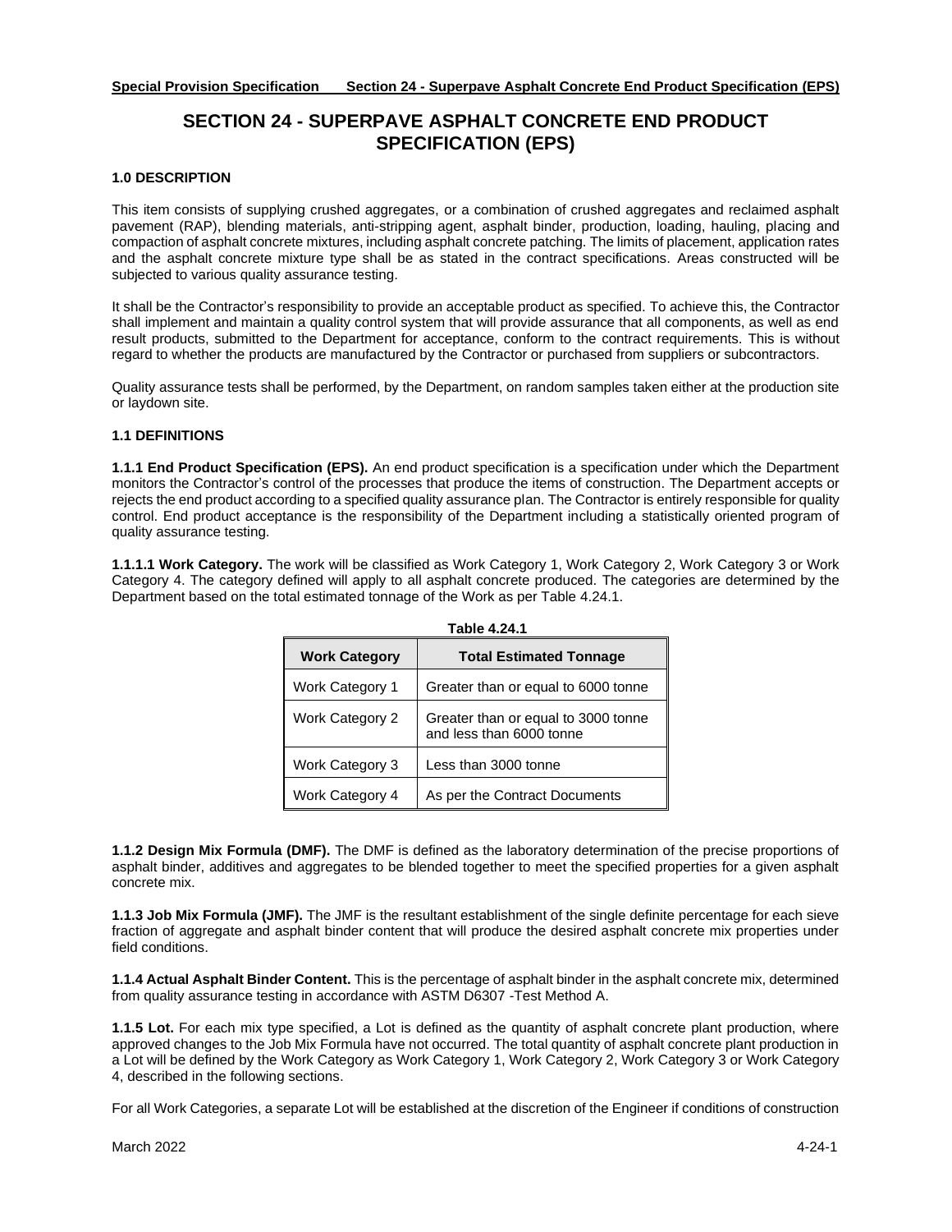# SECTION 24 - SUPERPAVE ASPHALT CONCRETE END PRODUCT SPECIFICATION (EPS)

## 1.0 DESCRIPTION

This item consists of supplying crushed aggregates, or a combination of crushed aggregates and reclaimed asphalt pavement (RAP), blending materials, anti-stripping agent, asphalt binder, production, loading, hauling, placing and compaction of asphalt concrete mixtures, including asphalt concrete patching. The limits of placement, application rates and the asphalt concrete mixture type shall be as stated in the contract specifications. Areas constructed will be subjected to various quality assurance testing.

It shall be the Contractor's responsibility to provide an acceptable product as specified. To achieve this, the Contractor shall implement and maintain a quality control system that will provide assurance that all components, as well as end result products, submitted to the Department for acceptance, conform to the contract requirements. This is without regard to whether the products are manufactured by the Contractor or purchased from suppliers or subcontractors.

Quality assurance tests shall be performed, by the Department, on random samples taken either at the production site or laydown site.

## 1.1 DEFINITIONS

**1.1.1 End Product Specification (EPS).** An end product specification is a specification under which the Department monitors the Contractor's control of the processes that produce the items of construction. The Department accepts or rejects the end product according to a specified quality assurance plan. The Contractor is entirely responsible for quality control. End product acceptance is the responsibility of the Department including a statistically oriented program of quality assurance testing.

**1.1.1.1 Work Category.** The work will be classified as Work Category 1, Work Category 2, Work Category 3 or Work Category 4. The category defined will apply to all asphalt concrete produced. The categories are determined by the Department based on the total estimated tonnage of the Work as per Table 4.24.1.

**Table 4.24.1**

| Work Category | Total Estimated Tonnage |
|---|---|
| Work Category 1 | Greater than or equal to 6000 tonne |
| Work Category 2 | Greater than or equal to 3000 tonne and less than 6000 tonne |
| Work Category 3 | Less than 3000 tonne |
| Work Category 4 | As per the Contract Documents |

**1.1.2 Design Mix Formula (DMF).** The DMF is defined as the laboratory determination of the precise proportions of asphalt binder, additives and aggregates to be blended together to meet the specified properties for a given asphalt concrete mix.

**1.1.3 Job Mix Formula (JMF).** The JMF is the resultant establishment of the single definite percentage for each sieve fraction of aggregate and asphalt binder content that will produce the desired asphalt concrete mix properties under field conditions.

**1.1.4 Actual Asphalt Binder Content.** This is the percentage of asphalt binder in the asphalt concrete mix, determined from quality assurance testing in accordance with ASTM D6307 -Test Method A.

**1.1.5 Lot.** For each mix type specified, a Lot is defined as the quantity of asphalt concrete plant production, where approved changes to the Job Mix Formula have not occurred. The total quantity of asphalt concrete plant production in a Lot will be defined by the Work Category as Work Category 1, Work Category 2, Work Category 3 or Work Category 4, described in the following sections.

For all Work Categories, a separate Lot will be established at the discretion of the Engineer if conditions of construction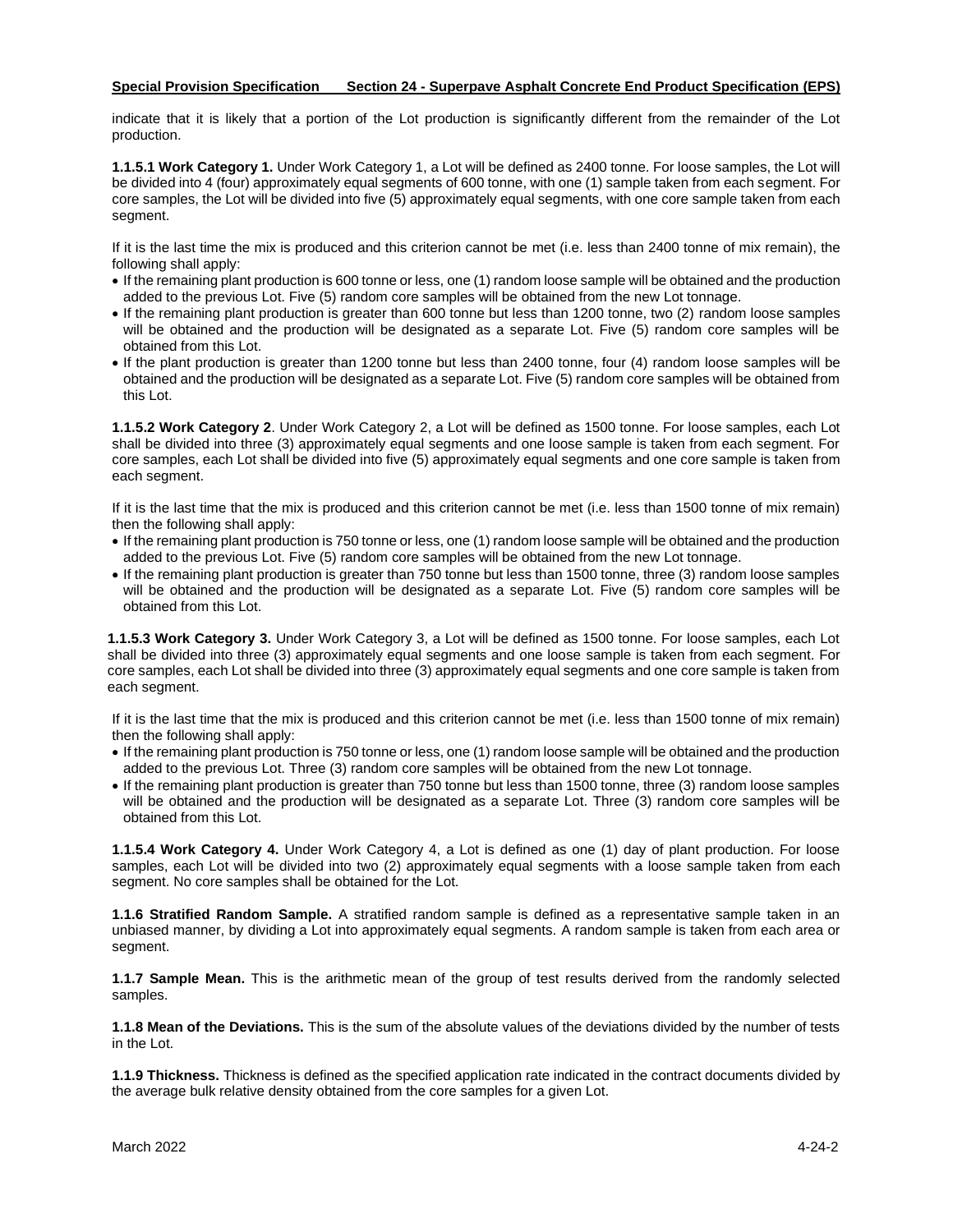indicate that it is likely that a portion of the Lot production is significantly different from the remainder of the Lot production.

**1.1.5.1 Work Category 1.** Under Work Category 1, a Lot will be defined as 2400 tonne. For loose samples, the Lot will be divided into 4 (four) approximately equal segments of 600 tonne, with one (1) sample taken from each segment. For core samples, the Lot will be divided into five (5) approximately equal segments, with one core sample taken from each segment.

If it is the last time the mix is produced and this criterion cannot be met (i.e. less than 2400 tonne of mix remain), the following shall apply:

- If the remaining plant production is 600 tonne or less, one (1) random loose sample will be obtained and the production added to the previous Lot. Five (5) random core samples will be obtained from the new Lot tonnage.
- If the remaining plant production is greater than 600 tonne but less than 1200 tonne, two (2) random loose samples will be obtained and the production will be designated as a separate Lot. Five (5) random core samples will be obtained from this Lot.
- If the plant production is greater than 1200 tonne but less than 2400 tonne, four (4) random loose samples will be obtained and the production will be designated as a separate Lot. Five (5) random core samples will be obtained from this Lot.

**1.1.5.2 Work Category 2**. Under Work Category 2, a Lot will be defined as 1500 tonne. For loose samples, each Lot shall be divided into three (3) approximately equal segments and one loose sample is taken from each segment. For core samples, each Lot shall be divided into five (5) approximately equal segments and one core sample is taken from each segment.

If it is the last time that the mix is produced and this criterion cannot be met (i.e. less than 1500 tonne of mix remain) then the following shall apply:

- If the remaining plant production is 750 tonne or less, one (1) random loose sample will be obtained and the production added to the previous Lot. Five (5) random core samples will be obtained from the new Lot tonnage.
- If the remaining plant production is greater than 750 tonne but less than 1500 tonne, three (3) random loose samples will be obtained and the production will be designated as a separate Lot. Five (5) random core samples will be obtained from this Lot.

**1.1.5.3 Work Category 3.** Under Work Category 3, a Lot will be defined as 1500 tonne. For loose samples, each Lot shall be divided into three (3) approximately equal segments and one loose sample is taken from each segment. For core samples, each Lot shall be divided into three (3) approximately equal segments and one core sample is taken from each segment.

If it is the last time that the mix is produced and this criterion cannot be met (i.e. less than 1500 tonne of mix remain) then the following shall apply:

- If the remaining plant production is 750 tonne or less, one (1) random loose sample will be obtained and the production added to the previous Lot. Three (3) random core samples will be obtained from the new Lot tonnage.
- If the remaining plant production is greater than 750 tonne but less than 1500 tonne, three (3) random loose samples will be obtained and the production will be designated as a separate Lot. Three (3) random core samples will be obtained from this Lot.

**1.1.5.4 Work Category 4.** Under Work Category 4, a Lot is defined as one (1) day of plant production. For loose samples, each Lot will be divided into two (2) approximately equal segments with a loose sample taken from each segment. No core samples shall be obtained for the Lot.

**1.1.6 Stratified Random Sample.** A stratified random sample is defined as a representative sample taken in an unbiased manner, by dividing a Lot into approximately equal segments. A random sample is taken from each area or segment.

**1.1.7 Sample Mean.** This is the arithmetic mean of the group of test results derived from the randomly selected samples.

**1.1.8 Mean of the Deviations.** This is the sum of the absolute values of the deviations divided by the number of tests in the Lot.

**1.1.9 Thickness.** Thickness is defined as the specified application rate indicated in the contract documents divided by the average bulk relative density obtained from the core samples for a given Lot.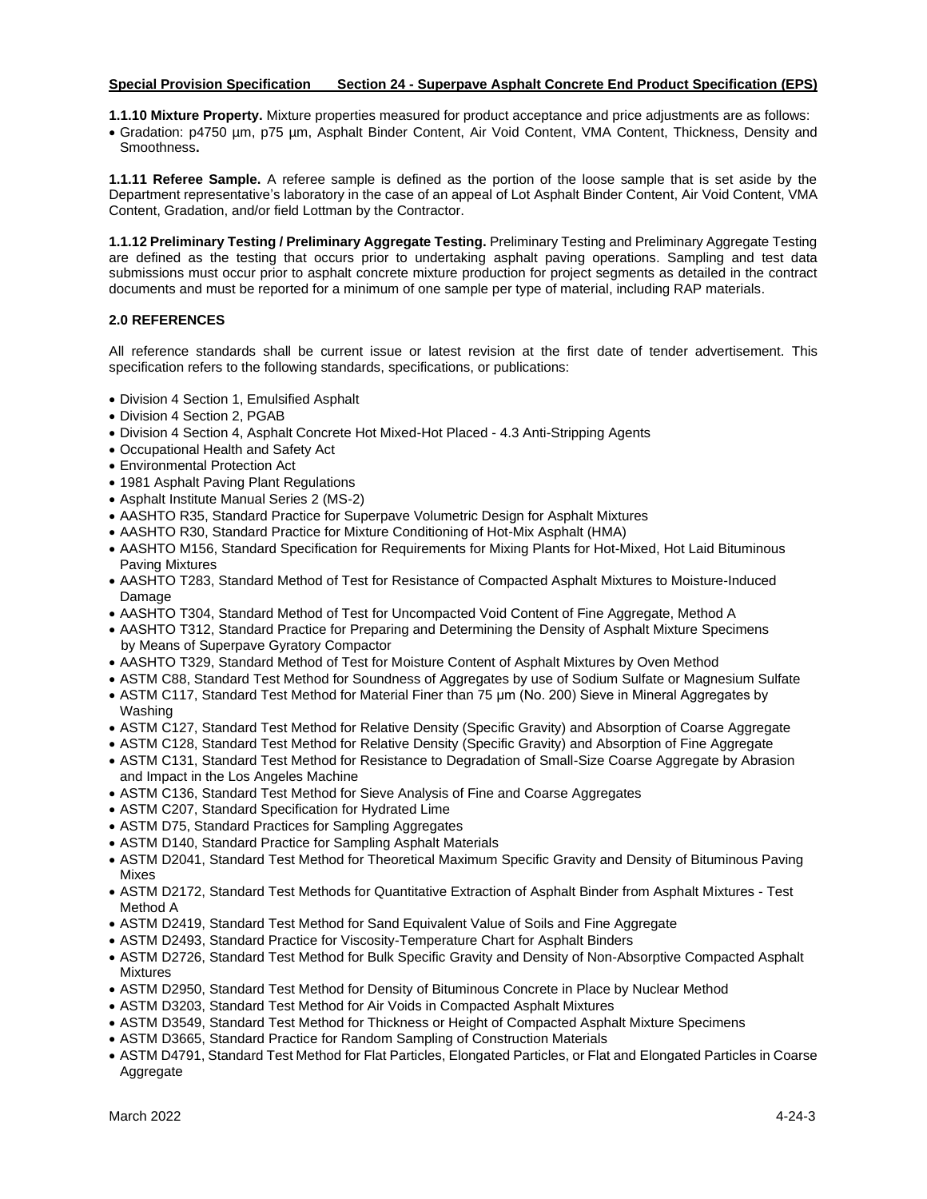**1.1.10 Mixture Property.** Mixture properties measured for product acceptance and price adjustments are as follows:

- Gradation: p4750 µm, p75 µm, Asphalt Binder Content, Air Void Content, VMA Content, Thickness, Density and Smoothness**.**

**1.1.11 Referee Sample.** A referee sample is defined as the portion of the loose sample that is set aside by the Department representative's laboratory in the case of an appeal of Lot Asphalt Binder Content, Air Void Content, VMA Content, Gradation, and/or field Lottman by the Contractor.

**1.1.12 Preliminary Testing / Preliminary Aggregate Testing.** Preliminary Testing and Preliminary Aggregate Testing are defined as the testing that occurs prior to undertaking asphalt paving operations. Sampling and test data submissions must occur prior to asphalt concrete mixture production for project segments as detailed in the contract documents and must be reported for a minimum of one sample per type of material, including RAP materials.

## 2.0 REFERENCES

All reference standards shall be current issue or latest revision at the first date of tender advertisement. This specification refers to the following standards, specifications, or publications:

- Division 4 Section 1, Emulsified Asphalt
- Division 4 Section 2, PGAB
- Division 4 Section 4, Asphalt Concrete Hot Mixed-Hot Placed - 4.3 Anti-Stripping Agents
- Occupational Health and Safety Act
- Environmental Protection Act
- 1981 Asphalt Paving Plant Regulations
- Asphalt Institute Manual Series 2 (MS-2)
- AASHTO R35, Standard Practice for Superpave Volumetric Design for Asphalt Mixtures
- AASHTO R30, Standard Practice for Mixture Conditioning of Hot-Mix Asphalt (HMA)
- AASHTO M156, Standard Specification for Requirements for Mixing Plants for Hot-Mixed, Hot Laid Bituminous Paving Mixtures
- AASHTO T283, Standard Method of Test for Resistance of Compacted Asphalt Mixtures to Moisture-Induced Damage
- AASHTO T304, Standard Method of Test for Uncompacted Void Content of Fine Aggregate, Method A
- AASHTO T312, Standard Practice for Preparing and Determining the Density of Asphalt Mixture Specimens by Means of Superpave Gyratory Compactor
- AASHTO T329, Standard Method of Test for Moisture Content of Asphalt Mixtures by Oven Method
- ASTM C88, Standard Test Method for Soundness of Aggregates by use of Sodium Sulfate or Magnesium Sulfate
- ASTM C117, Standard Test Method for Material Finer than 75 µm (No. 200) Sieve in Mineral Aggregates by Washing
- ASTM C127, Standard Test Method for Relative Density (Specific Gravity) and Absorption of Coarse Aggregate
- ASTM C128, Standard Test Method for Relative Density (Specific Gravity) and Absorption of Fine Aggregate
- ASTM C131, Standard Test Method for Resistance to Degradation of Small-Size Coarse Aggregate by Abrasion and Impact in the Los Angeles Machine
- ASTM C136, Standard Test Method for Sieve Analysis of Fine and Coarse Aggregates
- ASTM C207, Standard Specification for Hydrated Lime
- ASTM D75, Standard Practices for Sampling Aggregates
- ASTM D140, Standard Practice for Sampling Asphalt Materials
- ASTM D2041, Standard Test Method for Theoretical Maximum Specific Gravity and Density of Bituminous Paving Mixes
- ASTM D2172, Standard Test Methods for Quantitative Extraction of Asphalt Binder from Asphalt Mixtures - Test Method A
- ASTM D2419, Standard Test Method for Sand Equivalent Value of Soils and Fine Aggregate
- ASTM D2493, Standard Practice for Viscosity-Temperature Chart for Asphalt Binders
- ASTM D2726, Standard Test Method for Bulk Specific Gravity and Density of Non-Absorptive Compacted Asphalt Mixtures
- ASTM D2950, Standard Test Method for Density of Bituminous Concrete in Place by Nuclear Method
- ASTM D3203, Standard Test Method for Air Voids in Compacted Asphalt Mixtures
- ASTM D3549, Standard Test Method for Thickness or Height of Compacted Asphalt Mixture Specimens
- ASTM D3665, Standard Practice for Random Sampling of Construction Materials
- ASTM D4791, Standard Test Method for Flat Particles, Elongated Particles, or Flat and Elongated Particles in Coarse Aggregate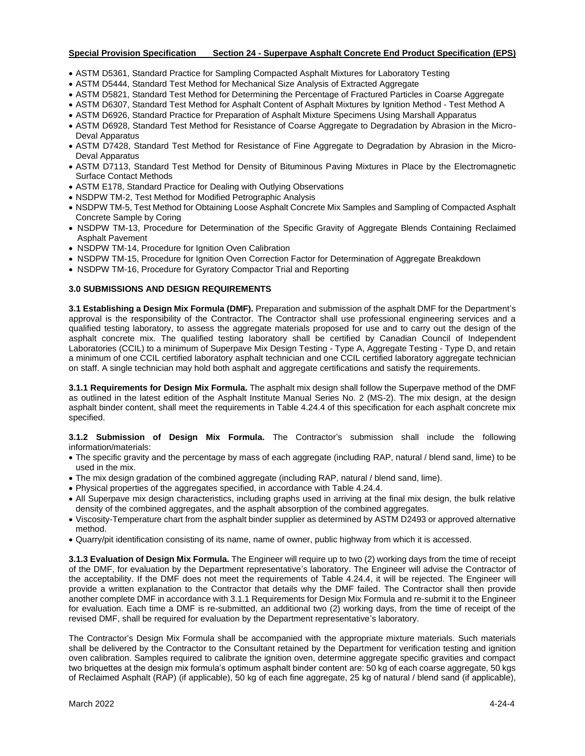- ASTM D5361, Standard Practice for Sampling Compacted Asphalt Mixtures for Laboratory Testing
- ASTM D5444, Standard Test Method for Mechanical Size Analysis of Extracted Aggregate
- ASTM D5821, Standard Test Method for Determining the Percentage of Fractured Particles in Coarse Aggregate
- ASTM D6307, Standard Test Method for Asphalt Content of Asphalt Mixtures by Ignition Method - Test Method A
- ASTM D6926, Standard Practice for Preparation of Asphalt Mixture Specimens Using Marshall Apparatus
- ASTM D6928, Standard Test Method for Resistance of Coarse Aggregate to Degradation by Abrasion in the Micro-Deval Apparatus
- ASTM D7428, Standard Test Method for Resistance of Fine Aggregate to Degradation by Abrasion in the Micro-Deval Apparatus
- ASTM D7113, Standard Test Method for Density of Bituminous Paving Mixtures in Place by the Electromagnetic Surface Contact Methods
- ASTM E178, Standard Practice for Dealing with Outlying Observations
- NSDPW TM-2, Test Method for Modified Petrographic Analysis
- NSDPW TM-5, Test Method for Obtaining Loose Asphalt Concrete Mix Samples and Sampling of Compacted Asphalt Concrete Sample by Coring
- NSDPW TM-13, Procedure for Determination of the Specific Gravity of Aggregate Blends Containing Reclaimed Asphalt Pavement
- NSDPW TM-14, Procedure for Ignition Oven Calibration
- NSDPW TM-15, Procedure for Ignition Oven Correction Factor for Determination of Aggregate Breakdown
- NSDPW TM-16, Procedure for Gyratory Compactor Trial and Reporting

## 3.0 SUBMISSIONS AND DESIGN REQUIREMENTS

**3.1 Establishing a Design Mix Formula (DMF).** Preparation and submission of the asphalt DMF for the Department's approval is the responsibility of the Contractor. The Contractor shall use professional engineering services and a qualified testing laboratory, to assess the aggregate materials proposed for use and to carry out the design of the asphalt concrete mix. The qualified testing laboratory shall be certified by Canadian Council of Independent Laboratories (CCIL) to a minimum of Superpave Mix Design Testing - Type A, Aggregate Testing - Type D, and retain a minimum of one CCIL certified laboratory asphalt technician and one CCIL certified laboratory aggregate technician on staff. A single technician may hold both asphalt and aggregate certifications and satisfy the requirements.

**3.1.1 Requirements for Design Mix Formula.** The asphalt mix design shall follow the Superpave method of the DMF as outlined in the latest edition of the Asphalt Institute Manual Series No. 2 (MS-2). The mix design, at the design asphalt binder content, shall meet the requirements in Table 4.24.4 of this specification for each asphalt concrete mix specified.

**3.1.2 Submission of Design Mix Formula.** The Contractor's submission shall include the following information/materials:

- The specific gravity and the percentage by mass of each aggregate (including RAP, natural / blend sand, lime) to be used in the mix.
- The mix design gradation of the combined aggregate (including RAP, natural / blend sand, lime).
- Physical properties of the aggregates specified, in accordance with Table 4.24.4.
- All Superpave mix design characteristics, including graphs used in arriving at the final mix design, the bulk relative density of the combined aggregates, and the asphalt absorption of the combined aggregates.
- Viscosity-Temperature chart from the asphalt binder supplier as determined by ASTM D2493 or approved alternative method.
- Quarry/pit identification consisting of its name, name of owner, public highway from which it is accessed.

**3.1.3 Evaluation of Design Mix Formula.** The Engineer will require up to two (2) working days from the time of receipt of the DMF, for evaluation by the Department representative's laboratory. The Engineer will advise the Contractor of the acceptability. If the DMF does not meet the requirements of Table 4.24.4, it will be rejected. The Engineer will provide a written explanation to the Contractor that details why the DMF failed. The Contractor shall then provide another complete DMF in accordance with 3.1.1 Requirements for Design Mix Formula and re-submit it to the Engineer for evaluation. Each time a DMF is re-submitted, an additional two (2) working days, from the time of receipt of the revised DMF, shall be required for evaluation by the Department representative's laboratory.

The Contractor's Design Mix Formula shall be accompanied with the appropriate mixture materials. Such materials shall be delivered by the Contractor to the Consultant retained by the Department for verification testing and ignition oven calibration. Samples required to calibrate the ignition oven, determine aggregate specific gravities and compact two briquettes at the design mix formula's optimum asphalt binder content are: 50 kg of each coarse aggregate, 50 kgs of Reclaimed Asphalt (RAP) (if applicable), 50 kg of each fine aggregate, 25 kg of natural / blend sand (if applicable),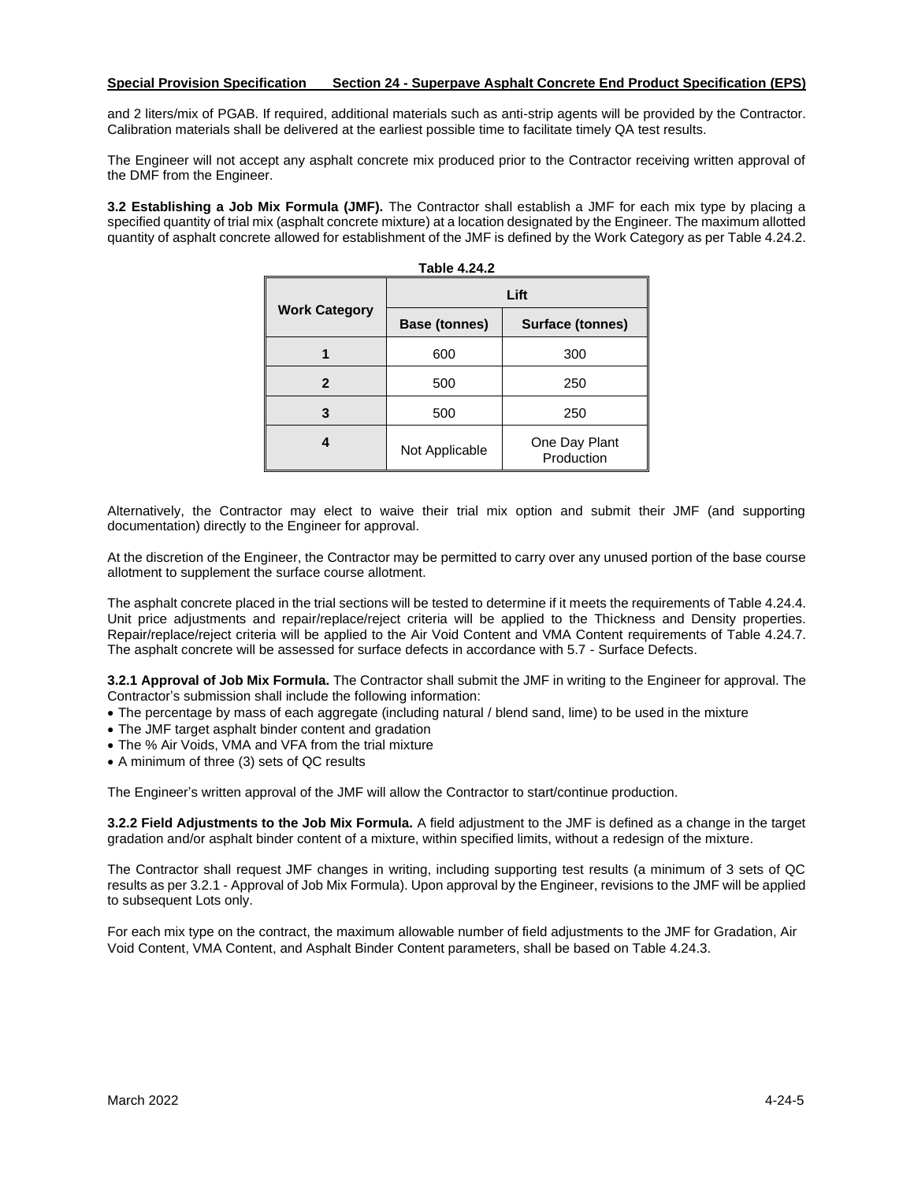and 2 liters/mix of PGAB. If required, additional materials such as anti-strip agents will be provided by the Contractor. Calibration materials shall be delivered at the earliest possible time to facilitate timely QA test results.

The Engineer will not accept any asphalt concrete mix produced prior to the Contractor receiving written approval of the DMF from the Engineer.

**3.2 Establishing a Job Mix Formula (JMF).** The Contractor shall establish a JMF for each mix type by placing a specified quantity of trial mix (asphalt concrete mixture) at a location designated by the Engineer. The maximum allotted quantity of asphalt concrete allowed for establishment of the JMF is defined by the Work Category as per Table 4.24.2.

**Table 4.24.2**

| Work Category | Lift | |
|---|---|---|
| | Base (tonnes) | Surface (tonnes) |
| **1** | 600 | 300 |
| **2** | 500 | 250 |
| **3** | 500 | 250 |
| **4** | Not Applicable | One Day Plant Production |

Alternatively, the Contractor may elect to waive their trial mix option and submit their JMF (and supporting documentation) directly to the Engineer for approval.

At the discretion of the Engineer, the Contractor may be permitted to carry over any unused portion of the base course allotment to supplement the surface course allotment.

The asphalt concrete placed in the trial sections will be tested to determine if it meets the requirements of Table 4.24.4. Unit price adjustments and repair/replace/reject criteria will be applied to the Thickness and Density properties. Repair/replace/reject criteria will be applied to the Air Void Content and VMA Content requirements of Table 4.24.7. The asphalt concrete will be assessed for surface defects in accordance with 5.7 - Surface Defects.

**3.2.1 Approval of Job Mix Formula.** The Contractor shall submit the JMF in writing to the Engineer for approval. The Contractor's submission shall include the following information:

- The percentage by mass of each aggregate (including natural / blend sand, lime) to be used in the mixture
- The JMF target asphalt binder content and gradation
- The % Air Voids, VMA and VFA from the trial mixture
- A minimum of three (3) sets of QC results

The Engineer's written approval of the JMF will allow the Contractor to start/continue production.

**3.2.2 Field Adjustments to the Job Mix Formula.** A field adjustment to the JMF is defined as a change in the target gradation and/or asphalt binder content of a mixture, within specified limits, without a redesign of the mixture.

The Contractor shall request JMF changes in writing, including supporting test results (a minimum of 3 sets of QC results as per 3.2.1 - Approval of Job Mix Formula). Upon approval by the Engineer, revisions to the JMF will be applied to subsequent Lots only.

For each mix type on the contract, the maximum allowable number of field adjustments to the JMF for Gradation, Air Void Content, VMA Content, and Asphalt Binder Content parameters, shall be based on Table 4.24.3.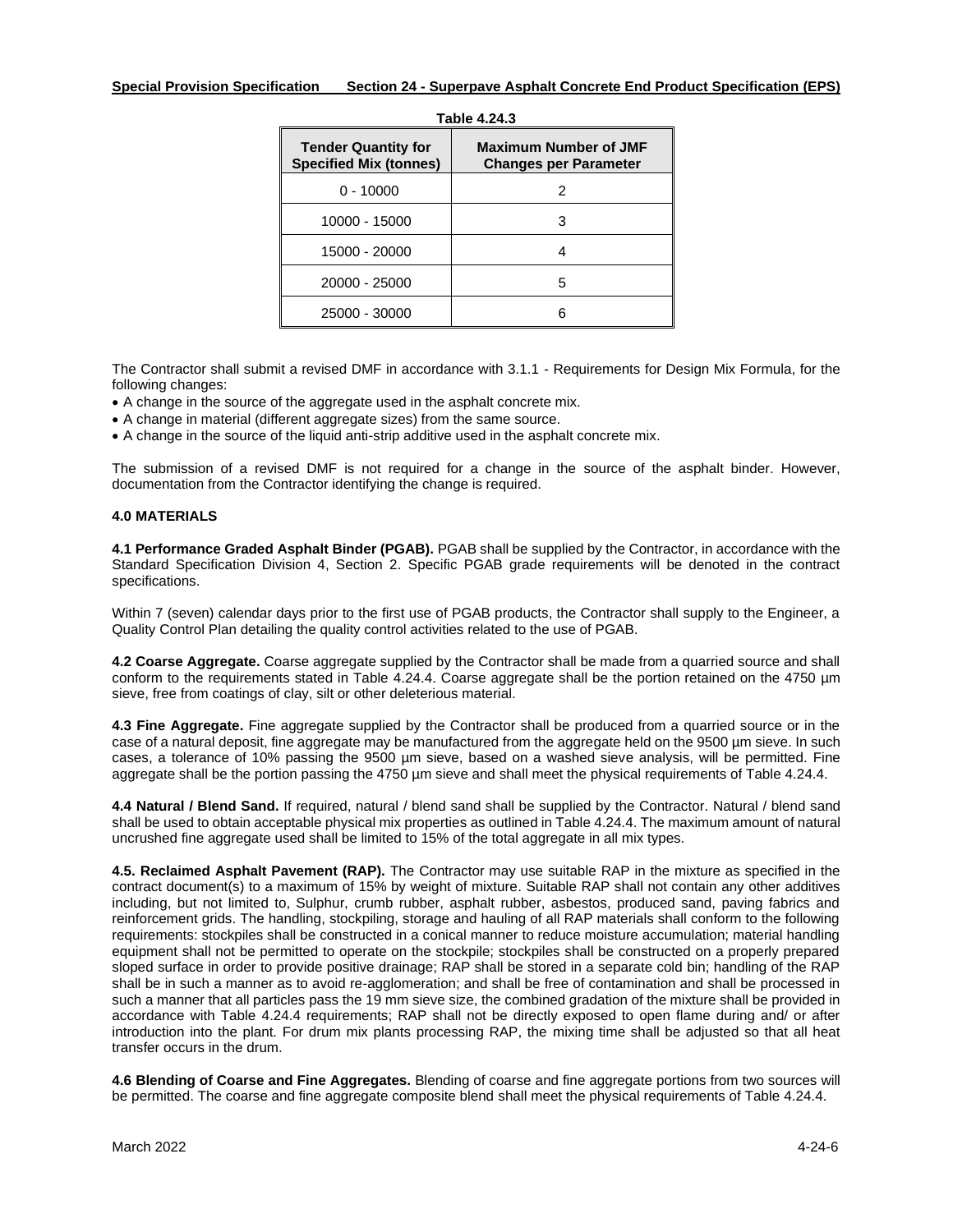**Table 4.24.3**

| Tender Quantity for Specified Mix (tonnes) | Maximum Number of JMF Changes per Parameter |
|---|---|
| 0 - 10000 | 2 |
| 10000 - 15000 | 3 |
| 15000 - 20000 | 4 |
| 20000 - 25000 | 5 |
| 25000 - 30000 | 6 |

The Contractor shall submit a revised DMF in accordance with 3.1.1 - Requirements for Design Mix Formula, for the following changes:

- A change in the source of the aggregate used in the asphalt concrete mix.
- A change in material (different aggregate sizes) from the same source.
- A change in the source of the liquid anti-strip additive used in the asphalt concrete mix.

The submission of a revised DMF is not required for a change in the source of the asphalt binder. However, documentation from the Contractor identifying the change is required.

## 4.0 MATERIALS

**4.1 Performance Graded Asphalt Binder (PGAB).** PGAB shall be supplied by the Contractor, in accordance with the Standard Specification Division 4, Section 2. Specific PGAB grade requirements will be denoted in the contract specifications.

Within 7 (seven) calendar days prior to the first use of PGAB products, the Contractor shall supply to the Engineer, a Quality Control Plan detailing the quality control activities related to the use of PGAB.

**4.2 Coarse Aggregate.** Coarse aggregate supplied by the Contractor shall be made from a quarried source and shall conform to the requirements stated in Table 4.24.4. Coarse aggregate shall be the portion retained on the 4750 µm sieve, free from coatings of clay, silt or other deleterious material.

**4.3 Fine Aggregate.** Fine aggregate supplied by the Contractor shall be produced from a quarried source or in the case of a natural deposit, fine aggregate may be manufactured from the aggregate held on the 9500 µm sieve. In such cases, a tolerance of 10% passing the 9500 µm sieve, based on a washed sieve analysis, will be permitted. Fine aggregate shall be the portion passing the 4750 µm sieve and shall meet the physical requirements of Table 4.24.4.

**4.4 Natural / Blend Sand.** If required, natural / blend sand shall be supplied by the Contractor. Natural / blend sand shall be used to obtain acceptable physical mix properties as outlined in Table 4.24.4. The maximum amount of natural uncrushed fine aggregate used shall be limited to 15% of the total aggregate in all mix types.

**4.5. Reclaimed Asphalt Pavement (RAP).** The Contractor may use suitable RAP in the mixture as specified in the contract document(s) to a maximum of 15% by weight of mixture. Suitable RAP shall not contain any other additives including, but not limited to, Sulphur, crumb rubber, asphalt rubber, asbestos, produced sand, paving fabrics and reinforcement grids. The handling, stockpiling, storage and hauling of all RAP materials shall conform to the following requirements: stockpiles shall be constructed in a conical manner to reduce moisture accumulation; material handling equipment shall not be permitted to operate on the stockpile; stockpiles shall be constructed on a properly prepared sloped surface in order to provide positive drainage; RAP shall be stored in a separate cold bin; handling of the RAP shall be in such a manner as to avoid re-agglomeration; and shall be free of contamination and shall be processed in such a manner that all particles pass the 19 mm sieve size, the combined gradation of the mixture shall be provided in accordance with Table 4.24.4 requirements; RAP shall not be directly exposed to open flame during and/ or after introduction into the plant. For drum mix plants processing RAP, the mixing time shall be adjusted so that all heat transfer occurs in the drum.

**4.6 Blending of Coarse and Fine Aggregates.** Blending of coarse and fine aggregate portions from two sources will be permitted. The coarse and fine aggregate composite blend shall meet the physical requirements of Table 4.24.4.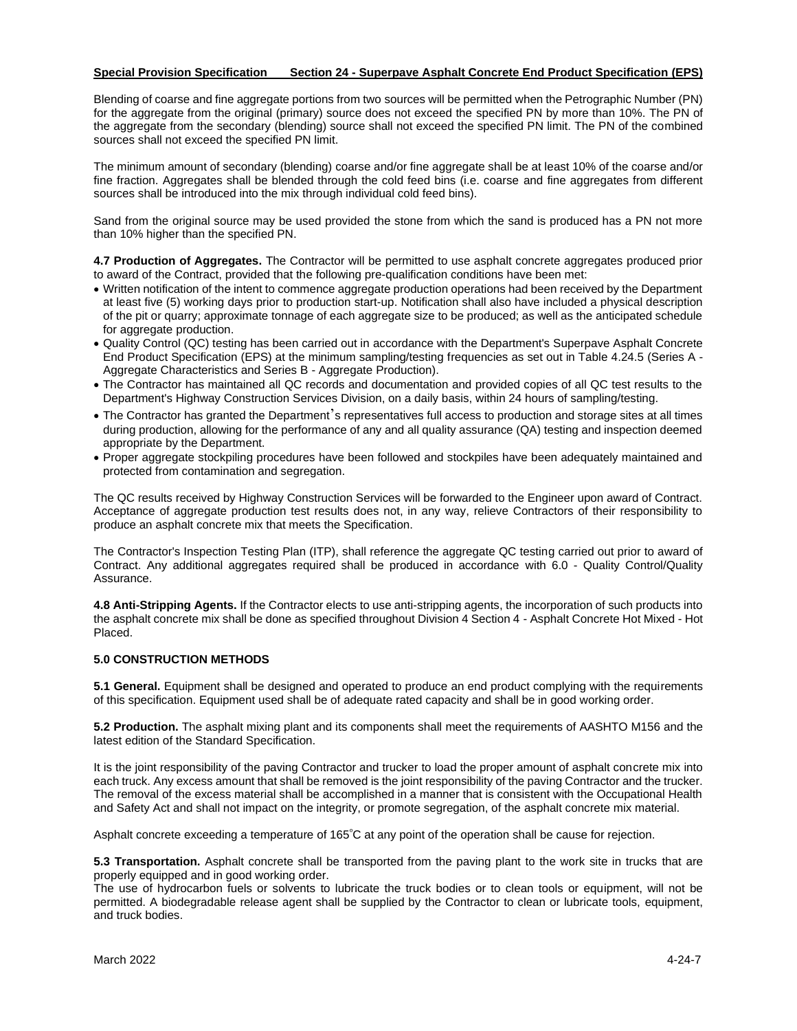Blending of coarse and fine aggregate portions from two sources will be permitted when the Petrographic Number (PN) for the aggregate from the original (primary) source does not exceed the specified PN by more than 10%. The PN of the aggregate from the secondary (blending) source shall not exceed the specified PN limit. The PN of the combined sources shall not exceed the specified PN limit.

The minimum amount of secondary (blending) coarse and/or fine aggregate shall be at least 10% of the coarse and/or fine fraction. Aggregates shall be blended through the cold feed bins (i.e. coarse and fine aggregates from different sources shall be introduced into the mix through individual cold feed bins).

Sand from the original source may be used provided the stone from which the sand is produced has a PN not more than 10% higher than the specified PN.

**4.7 Production of Aggregates.** The Contractor will be permitted to use asphalt concrete aggregates produced prior to award of the Contract, provided that the following pre-qualification conditions have been met:

- Written notification of the intent to commence aggregate production operations had been received by the Department at least five (5) working days prior to production start-up. Notification shall also have included a physical description of the pit or quarry; approximate tonnage of each aggregate size to be produced; as well as the anticipated schedule for aggregate production.
- Quality Control (QC) testing has been carried out in accordance with the Department's Superpave Asphalt Concrete End Product Specification (EPS) at the minimum sampling/testing frequencies as set out in Table 4.24.5 (Series A - Aggregate Characteristics and Series B - Aggregate Production).
- The Contractor has maintained all QC records and documentation and provided copies of all QC test results to the Department's Highway Construction Services Division, on a daily basis, within 24 hours of sampling/testing.
- The Contractor has granted the Department's representatives full access to production and storage sites at all times during production, allowing for the performance of any and all quality assurance (QA) testing and inspection deemed appropriate by the Department.
- Proper aggregate stockpiling procedures have been followed and stockpiles have been adequately maintained and protected from contamination and segregation.

The QC results received by Highway Construction Services will be forwarded to the Engineer upon award of Contract. Acceptance of aggregate production test results does not, in any way, relieve Contractors of their responsibility to produce an asphalt concrete mix that meets the Specification.

The Contractor's Inspection Testing Plan (ITP), shall reference the aggregate QC testing carried out prior to award of Contract. Any additional aggregates required shall be produced in accordance with 6.0 - Quality Control/Quality Assurance.

**4.8 Anti-Stripping Agents.** If the Contractor elects to use anti-stripping agents, the incorporation of such products into the asphalt concrete mix shall be done as specified throughout Division 4 Section 4 - Asphalt Concrete Hot Mixed - Hot Placed.

## 5.0 CONSTRUCTION METHODS

**5.1 General.** Equipment shall be designed and operated to produce an end product complying with the requirements of this specification. Equipment used shall be of adequate rated capacity and shall be in good working order.

**5.2 Production.** The asphalt mixing plant and its components shall meet the requirements of AASHTO M156 and the latest edition of the Standard Specification.

It is the joint responsibility of the paving Contractor and trucker to load the proper amount of asphalt concrete mix into each truck. Any excess amount that shall be removed is the joint responsibility of the paving Contractor and the trucker. The removal of the excess material shall be accomplished in a manner that is consistent with the Occupational Health and Safety Act and shall not impact on the integrity, or promote segregation, of the asphalt concrete mix material.

Asphalt concrete exceeding a temperature of 165°C at any point of the operation shall be cause for rejection.

**5.3 Transportation.** Asphalt concrete shall be transported from the paving plant to the work site in trucks that are properly equipped and in good working order.
The use of hydrocarbon fuels or solvents to lubricate the truck bodies or to clean tools or equipment, will not be permitted. A biodegradable release agent shall be supplied by the Contractor to clean or lubricate tools, equipment, and truck bodies.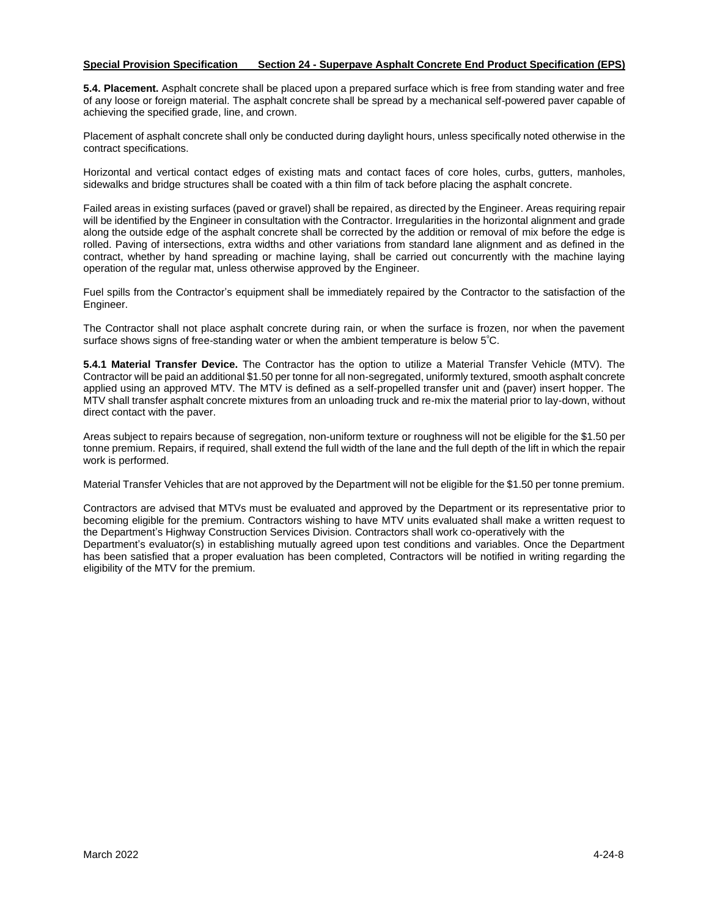**5.4. Placement.** Asphalt concrete shall be placed upon a prepared surface which is free from standing water and free of any loose or foreign material. The asphalt concrete shall be spread by a mechanical self-powered paver capable of achieving the specified grade, line, and crown.

Placement of asphalt concrete shall only be conducted during daylight hours, unless specifically noted otherwise in the contract specifications.

Horizontal and vertical contact edges of existing mats and contact faces of core holes, curbs, gutters, manholes, sidewalks and bridge structures shall be coated with a thin film of tack before placing the asphalt concrete.

Failed areas in existing surfaces (paved or gravel) shall be repaired, as directed by the Engineer. Areas requiring repair will be identified by the Engineer in consultation with the Contractor. Irregularities in the horizontal alignment and grade along the outside edge of the asphalt concrete shall be corrected by the addition or removal of mix before the edge is rolled. Paving of intersections, extra widths and other variations from standard lane alignment and as defined in the contract, whether by hand spreading or machine laying, shall be carried out concurrently with the machine laying operation of the regular mat, unless otherwise approved by the Engineer.

Fuel spills from the Contractor's equipment shall be immediately repaired by the Contractor to the satisfaction of the Engineer.

The Contractor shall not place asphalt concrete during rain, or when the surface is frozen, nor when the pavement surface shows signs of free-standing water or when the ambient temperature is below 5°C.

**5.4.1 Material Transfer Device.** The Contractor has the option to utilize a Material Transfer Vehicle (MTV). The Contractor will be paid an additional $1.50 per tonne for all non-segregated, uniformly textured, smooth asphalt concrete applied using an approved MTV. The MTV is defined as a self-propelled transfer unit and (paver) insert hopper. The MTV shall transfer asphalt concrete mixtures from an unloading truck and re-mix the material prior to lay-down, without direct contact with the paver.

Areas subject to repairs because of segregation, non-uniform texture or roughness will not be eligible for the $1.50 per tonne premium. Repairs, if required, shall extend the full width of the lane and the full depth of the lift in which the repair work is performed.

Material Transfer Vehicles that are not approved by the Department will not be eligible for the $1.50 per tonne premium.

Contractors are advised that MTVs must be evaluated and approved by the Department or its representative prior to becoming eligible for the premium. Contractors wishing to have MTV units evaluated shall make a written request to the Department's Highway Construction Services Division. Contractors shall work co-operatively with the Department's evaluator(s) in establishing mutually agreed upon test conditions and variables. Once the Department has been satisfied that a proper evaluation has been completed, Contractors will be notified in writing regarding the eligibility of the MTV for the premium.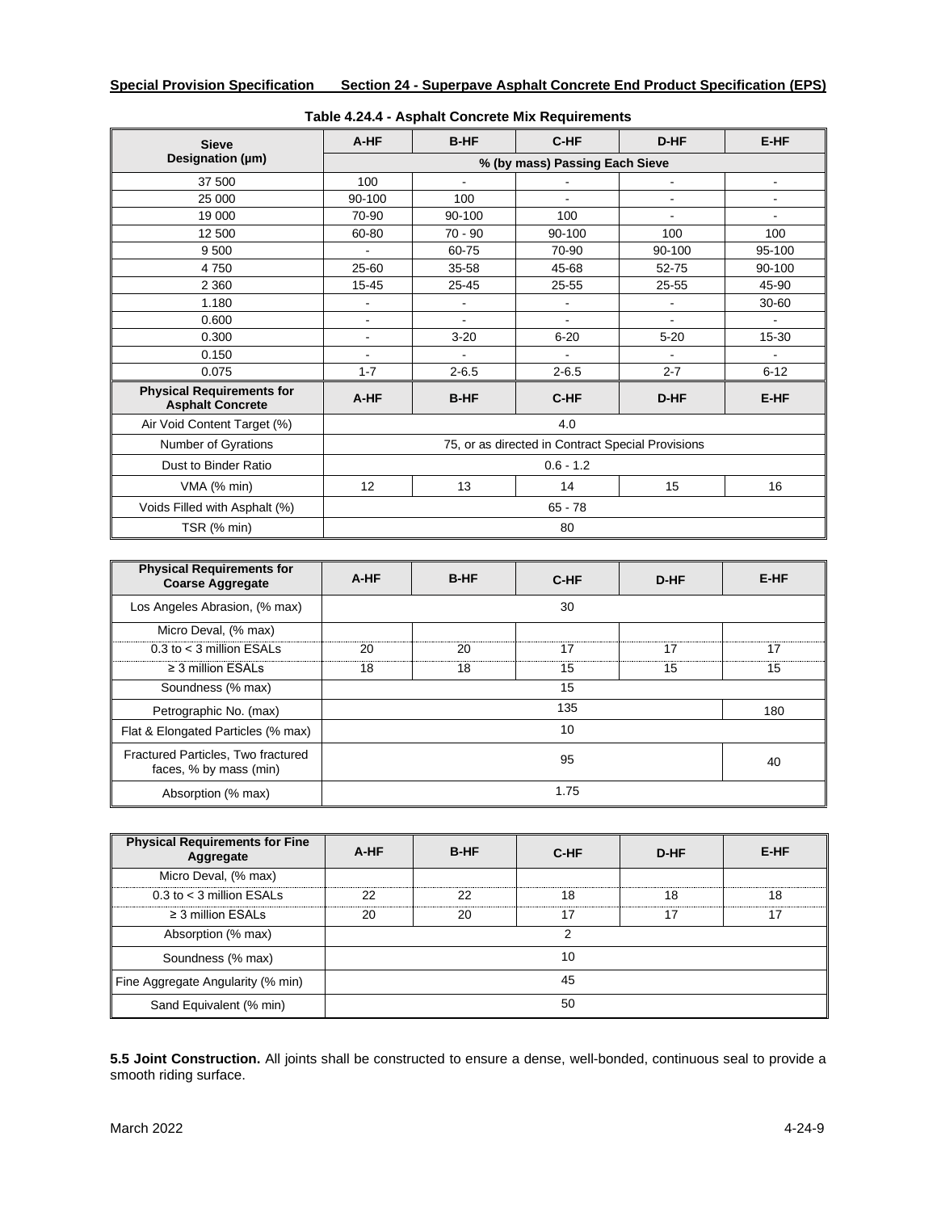**Table 4.24.4 - Asphalt Concrete Mix Requirements**

| Sieve Designation (µm) | A-HF | B-HF | C-HF | D-HF | E-HF |
|---|---|---|---|---|---|
| | % (by mass) Passing Each Sieve | | | | |
| 37 500 | 100 | - | - | - | - |
| 25 000 | 90-100 | 100 | - | - | - |
| 19 000 | 70-90 | 90-100 | 100 | - | - |
| 12 500 | 60-80 | 70 - 90 | 90-100 | 100 | 100 |
| 9 500 | - | 60-75 | 70-90 | 90-100 | 95-100 |
| 4 750 | 25-60 | 35-58 | 45-68 | 52-75 | 90-100 |
| 2 360 | 15-45 | 25-45 | 25-55 | 25-55 | 45-90 |
| 1.180 | - | - | - | - | 30-60 |
| 0.600 | - | - | - | - | - |
| 0.300 | - | 3-20 | 6-20 | 5-20 | 15-30 |
| 0.150 | - | - | - | - | - |
| 0.075 | 1-7 | 2-6.5 | 2-6.5 | 2-7 | 6-12 |
| **Physical Requirements for Asphalt Concrete** | **A-HF** | **B-HF** | **C-HF** | **D-HF** | **E-HF** |
| Air Void Content Target (%) | 4.0 | | | | |
| Number of Gyrations | 75, or as directed in Contract Special Provisions | | | | |
| Dust to Binder Ratio | 0.6 - 1.2 | | | | |
| VMA (% min) | 12 | 13 | 14 | 15 | 16 |
| Voids Filled with Asphalt (%) | 65 - 78 | | | | |
| TSR (% min) | 80 | | | | |

| Physical Requirements for Coarse Aggregate | A-HF | B-HF | C-HF | D-HF | E-HF |
|---|---|---|---|---|---|
| Los Angeles Abrasion, (% max) | 30 | | | | |
| Micro Deval, (% max) | | | | | |
| 0.3 to < 3 million ESALs | 20 | 20 | 17 | 17 | 17 |
| ≥ 3 million ESALs | 18 | 18 | 15 | 15 | 15 |
| Soundness (% max) | 15 | | | | |
| Petrographic No. (max) | 135 | | | | 180 |
| Flat & Elongated Particles (% max) | 10 | | | | |
| Fractured Particles, Two fractured faces, % by mass (min) | 95 | | | | 40 |
| Absorption (% max) | 1.75 | | | | |

| Physical Requirements for Fine Aggregate | A-HF | B-HF | C-HF | D-HF | E-HF |
|---|---|---|---|---|---|
| Micro Deval, (% max) | | | | | |
| 0.3 to < 3 million ESALs | 22 | 22 | 18 | 18 | 18 |
| ≥ 3 million ESALs | 20 | 20 | 17 | 17 | 17 |
| Absorption (% max) | 2 | | | | |
| Soundness (% max) | 10 | | | | |
| Fine Aggregate Angularity (% min) | 45 | | | | |
| Sand Equivalent (% min) | 50 | | | | |

**5.5 Joint Construction.** All joints shall be constructed to ensure a dense, well-bonded, continuous seal to provide a smooth riding surface.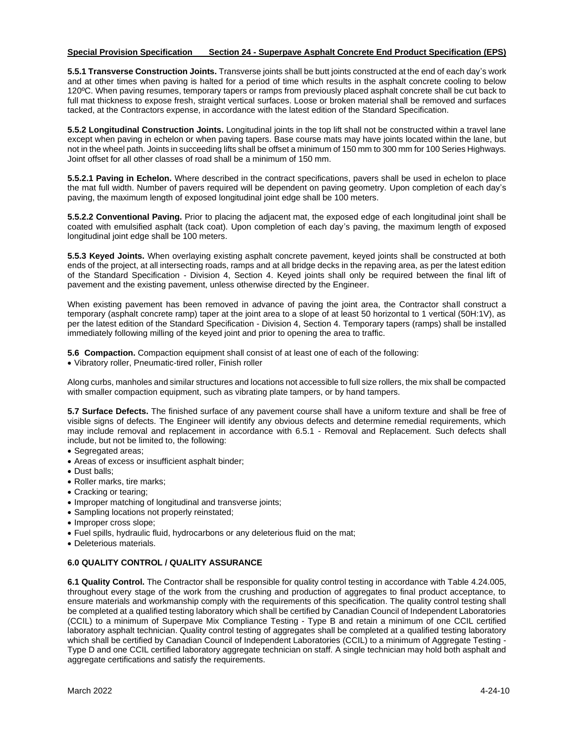**5.5.1 Transverse Construction Joints.** Transverse joints shall be butt joints constructed at the end of each day's work and at other times when paving is halted for a period of time which results in the asphalt concrete cooling to below 120ºC. When paving resumes, temporary tapers or ramps from previously placed asphalt concrete shall be cut back to full mat thickness to expose fresh, straight vertical surfaces. Loose or broken material shall be removed and surfaces tacked, at the Contractors expense, in accordance with the latest edition of the Standard Specification.

**5.5.2 Longitudinal Construction Joints.** Longitudinal joints in the top lift shall not be constructed within a travel lane except when paving in echelon or when paving tapers. Base course mats may have joints located within the lane, but not in the wheel path. Joints in succeeding lifts shall be offset a minimum of 150 mm to 300 mm for 100 Series Highways. Joint offset for all other classes of road shall be a minimum of 150 mm.

**5.5.2.1 Paving in Echelon.** Where described in the contract specifications, pavers shall be used in echelon to place the mat full width. Number of pavers required will be dependent on paving geometry. Upon completion of each day's paving, the maximum length of exposed longitudinal joint edge shall be 100 meters.

**5.5.2.2 Conventional Paving.** Prior to placing the adjacent mat, the exposed edge of each longitudinal joint shall be coated with emulsified asphalt (tack coat). Upon completion of each day's paving, the maximum length of exposed longitudinal joint edge shall be 100 meters.

**5.5.3 Keyed Joints.** When overlaying existing asphalt concrete pavement, keyed joints shall be constructed at both ends of the project, at all intersecting roads, ramps and at all bridge decks in the repaving area, as per the latest edition of the Standard Specification - Division 4, Section 4. Keyed joints shall only be required between the final lift of pavement and the existing pavement, unless otherwise directed by the Engineer.

When existing pavement has been removed in advance of paving the joint area, the Contractor shall construct a temporary (asphalt concrete ramp) taper at the joint area to a slope of at least 50 horizontal to 1 vertical (50H:1V), as per the latest edition of the Standard Specification - Division 4, Section 4. Temporary tapers (ramps) shall be installed immediately following milling of the keyed joint and prior to opening the area to traffic.

**5.6 Compaction.** Compaction equipment shall consist of at least one of each of the following:

- Vibratory roller, Pneumatic-tired roller, Finish roller

Along curbs, manholes and similar structures and locations not accessible to full size rollers, the mix shall be compacted with smaller compaction equipment, such as vibrating plate tampers, or by hand tampers.

**5.7 Surface Defects.** The finished surface of any pavement course shall have a uniform texture and shall be free of visible signs of defects. The Engineer will identify any obvious defects and determine remedial requirements, which may include removal and replacement in accordance with 6.5.1 - Removal and Replacement. Such defects shall include, but not be limited to, the following:

- Segregated areas;
- Areas of excess or insufficient asphalt binder;
- Dust balls;
- Roller marks, tire marks;
- Cracking or tearing;
- Improper matching of longitudinal and transverse joints;
- Sampling locations not properly reinstated;
- Improper cross slope;
- Fuel spills, hydraulic fluid, hydrocarbons or any deleterious fluid on the mat;
- Deleterious materials.

## 6.0 QUALITY CONTROL / QUALITY ASSURANCE

**6.1 Quality Control.** The Contractor shall be responsible for quality control testing in accordance with Table 4.24.005, throughout every stage of the work from the crushing and production of aggregates to final product acceptance, to ensure materials and workmanship comply with the requirements of this specification. The quality control testing shall be completed at a qualified testing laboratory which shall be certified by Canadian Council of Independent Laboratories (CCIL) to a minimum of Superpave Mix Compliance Testing - Type B and retain a minimum of one CCIL certified laboratory asphalt technician. Quality control testing of aggregates shall be completed at a qualified testing laboratory which shall be certified by Canadian Council of Independent Laboratories (CCIL) to a minimum of Aggregate Testing - Type D and one CCIL certified laboratory aggregate technician on staff. A single technician may hold both asphalt and aggregate certifications and satisfy the requirements.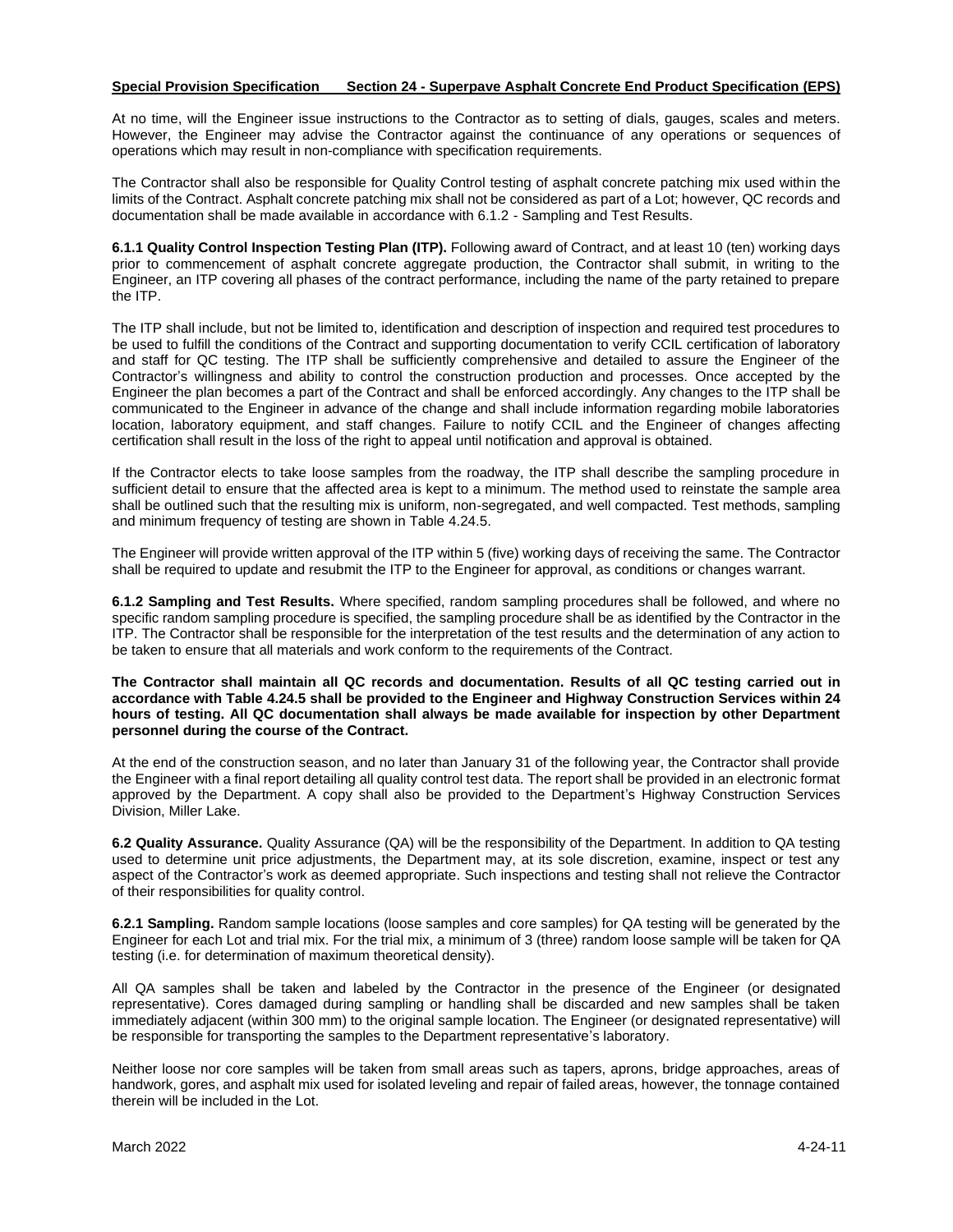At no time, will the Engineer issue instructions to the Contractor as to setting of dials, gauges, scales and meters. However, the Engineer may advise the Contractor against the continuance of any operations or sequences of operations which may result in non-compliance with specification requirements.

The Contractor shall also be responsible for Quality Control testing of asphalt concrete patching mix used within the limits of the Contract. Asphalt concrete patching mix shall not be considered as part of a Lot; however, QC records and documentation shall be made available in accordance with 6.1.2 - Sampling and Test Results.

**6.1.1 Quality Control Inspection Testing Plan (ITP).** Following award of Contract, and at least 10 (ten) working days prior to commencement of asphalt concrete aggregate production, the Contractor shall submit, in writing to the Engineer, an ITP covering all phases of the contract performance, including the name of the party retained to prepare the ITP.

The ITP shall include, but not be limited to, identification and description of inspection and required test procedures to be used to fulfill the conditions of the Contract and supporting documentation to verify CCIL certification of laboratory and staff for QC testing. The ITP shall be sufficiently comprehensive and detailed to assure the Engineer of the Contractor's willingness and ability to control the construction production and processes. Once accepted by the Engineer the plan becomes a part of the Contract and shall be enforced accordingly. Any changes to the ITP shall be communicated to the Engineer in advance of the change and shall include information regarding mobile laboratories location, laboratory equipment, and staff changes. Failure to notify CCIL and the Engineer of changes affecting certification shall result in the loss of the right to appeal until notification and approval is obtained.

If the Contractor elects to take loose samples from the roadway, the ITP shall describe the sampling procedure in sufficient detail to ensure that the affected area is kept to a minimum. The method used to reinstate the sample area shall be outlined such that the resulting mix is uniform, non-segregated, and well compacted. Test methods, sampling and minimum frequency of testing are shown in Table 4.24.5.

The Engineer will provide written approval of the ITP within 5 (five) working days of receiving the same. The Contractor shall be required to update and resubmit the ITP to the Engineer for approval, as conditions or changes warrant.

**6.1.2 Sampling and Test Results.** Where specified, random sampling procedures shall be followed, and where no specific random sampling procedure is specified, the sampling procedure shall be as identified by the Contractor in the ITP. The Contractor shall be responsible for the interpretation of the test results and the determination of any action to be taken to ensure that all materials and work conform to the requirements of the Contract.

**The Contractor shall maintain all QC records and documentation. Results of all QC testing carried out in accordance with Table 4.24.5 shall be provided to the Engineer and Highway Construction Services within 24 hours of testing. All QC documentation shall always be made available for inspection by other Department personnel during the course of the Contract.**

At the end of the construction season, and no later than January 31 of the following year, the Contractor shall provide the Engineer with a final report detailing all quality control test data. The report shall be provided in an electronic format approved by the Department. A copy shall also be provided to the Department's Highway Construction Services Division, Miller Lake.

**6.2 Quality Assurance.** Quality Assurance (QA) will be the responsibility of the Department. In addition to QA testing used to determine unit price adjustments, the Department may, at its sole discretion, examine, inspect or test any aspect of the Contractor's work as deemed appropriate. Such inspections and testing shall not relieve the Contractor of their responsibilities for quality control.

**6.2.1 Sampling.** Random sample locations (loose samples and core samples) for QA testing will be generated by the Engineer for each Lot and trial mix. For the trial mix, a minimum of 3 (three) random loose sample will be taken for QA testing (i.e. for determination of maximum theoretical density).

All QA samples shall be taken and labeled by the Contractor in the presence of the Engineer (or designated representative). Cores damaged during sampling or handling shall be discarded and new samples shall be taken immediately adjacent (within 300 mm) to the original sample location. The Engineer (or designated representative) will be responsible for transporting the samples to the Department representative's laboratory.

Neither loose nor core samples will be taken from small areas such as tapers, aprons, bridge approaches, areas of handwork, gores, and asphalt mix used for isolated leveling and repair of failed areas, however, the tonnage contained therein will be included in the Lot.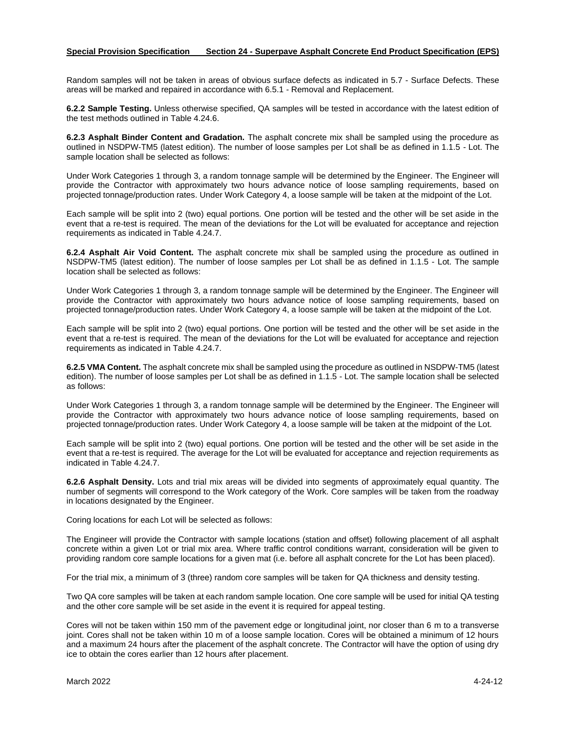Random samples will not be taken in areas of obvious surface defects as indicated in 5.7 - Surface Defects. These areas will be marked and repaired in accordance with 6.5.1 - Removal and Replacement.

**6.2.2 Sample Testing.** Unless otherwise specified, QA samples will be tested in accordance with the latest edition of the test methods outlined in Table 4.24.6.

**6.2.3 Asphalt Binder Content and Gradation.** The asphalt concrete mix shall be sampled using the procedure as outlined in NSDPW-TM5 (latest edition). The number of loose samples per Lot shall be as defined in 1.1.5 - Lot. The sample location shall be selected as follows:

Under Work Categories 1 through 3, a random tonnage sample will be determined by the Engineer. The Engineer will provide the Contractor with approximately two hours advance notice of loose sampling requirements, based on projected tonnage/production rates. Under Work Category 4, a loose sample will be taken at the midpoint of the Lot.

Each sample will be split into 2 (two) equal portions. One portion will be tested and the other will be set aside in the event that a re-test is required. The mean of the deviations for the Lot will be evaluated for acceptance and rejection requirements as indicated in Table 4.24.7.

**6.2.4 Asphalt Air Void Content.** The asphalt concrete mix shall be sampled using the procedure as outlined in NSDPW-TM5 (latest edition). The number of loose samples per Lot shall be as defined in 1.1.5 - Lot. The sample location shall be selected as follows:

Under Work Categories 1 through 3, a random tonnage sample will be determined by the Engineer. The Engineer will provide the Contractor with approximately two hours advance notice of loose sampling requirements, based on projected tonnage/production rates. Under Work Category 4, a loose sample will be taken at the midpoint of the Lot.

Each sample will be split into 2 (two) equal portions. One portion will be tested and the other will be set aside in the event that a re-test is required. The mean of the deviations for the Lot will be evaluated for acceptance and rejection requirements as indicated in Table 4.24.7.

**6.2.5 VMA Content.** The asphalt concrete mix shall be sampled using the procedure as outlined in NSDPW-TM5 (latest edition). The number of loose samples per Lot shall be as defined in 1.1.5 - Lot. The sample location shall be selected as follows:

Under Work Categories 1 through 3, a random tonnage sample will be determined by the Engineer. The Engineer will provide the Contractor with approximately two hours advance notice of loose sampling requirements, based on projected tonnage/production rates. Under Work Category 4, a loose sample will be taken at the midpoint of the Lot.

Each sample will be split into 2 (two) equal portions. One portion will be tested and the other will be set aside in the event that a re-test is required. The average for the Lot will be evaluated for acceptance and rejection requirements as indicated in Table 4.24.7.

**6.2.6 Asphalt Density.** Lots and trial mix areas will be divided into segments of approximately equal quantity. The number of segments will correspond to the Work category of the Work. Core samples will be taken from the roadway in locations designated by the Engineer.

Coring locations for each Lot will be selected as follows:

The Engineer will provide the Contractor with sample locations (station and offset) following placement of all asphalt concrete within a given Lot or trial mix area. Where traffic control conditions warrant, consideration will be given to providing random core sample locations for a given mat (i.e. before all asphalt concrete for the Lot has been placed).

For the trial mix, a minimum of 3 (three) random core samples will be taken for QA thickness and density testing.

Two QA core samples will be taken at each random sample location. One core sample will be used for initial QA testing and the other core sample will be set aside in the event it is required for appeal testing.

Cores will not be taken within 150 mm of the pavement edge or longitudinal joint, nor closer than 6 m to a transverse joint. Cores shall not be taken within 10 m of a loose sample location. Cores will be obtained a minimum of 12 hours and a maximum 24 hours after the placement of the asphalt concrete. The Contractor will have the option of using dry ice to obtain the cores earlier than 12 hours after placement.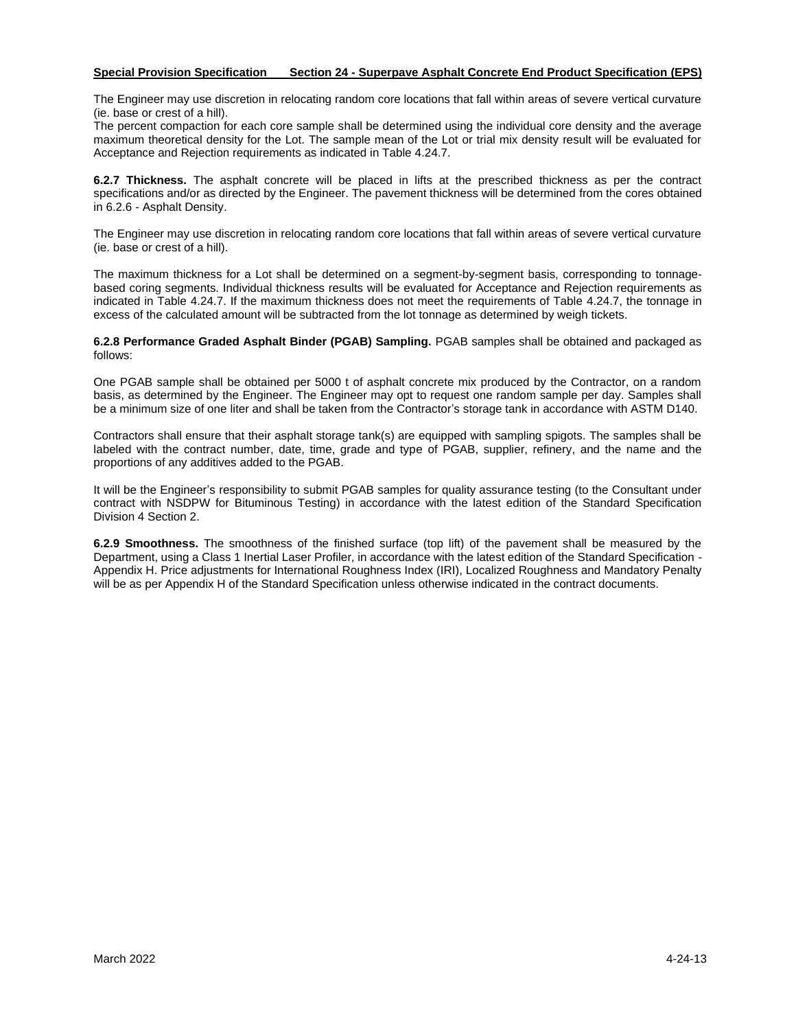The Engineer may use discretion in relocating random core locations that fall within areas of severe vertical curvature (ie. base or crest of a hill).
The percent compaction for each core sample shall be determined using the individual core density and the average maximum theoretical density for the Lot. The sample mean of the Lot or trial mix density result will be evaluated for Acceptance and Rejection requirements as indicated in Table 4.24.7.

**6.2.7 Thickness.** The asphalt concrete will be placed in lifts at the prescribed thickness as per the contract specifications and/or as directed by the Engineer. The pavement thickness will be determined from the cores obtained in 6.2.6 - Asphalt Density.

The Engineer may use discretion in relocating random core locations that fall within areas of severe vertical curvature (ie. base or crest of a hill).

The maximum thickness for a Lot shall be determined on a segment-by-segment basis, corresponding to tonnage-based coring segments. Individual thickness results will be evaluated for Acceptance and Rejection requirements as indicated in Table 4.24.7. If the maximum thickness does not meet the requirements of Table 4.24.7, the tonnage in excess of the calculated amount will be subtracted from the lot tonnage as determined by weigh tickets.

**6.2.8 Performance Graded Asphalt Binder (PGAB) Sampling.** PGAB samples shall be obtained and packaged as follows:

One PGAB sample shall be obtained per 5000 t of asphalt concrete mix produced by the Contractor, on a random basis, as determined by the Engineer. The Engineer may opt to request one random sample per day. Samples shall be a minimum size of one liter and shall be taken from the Contractor's storage tank in accordance with ASTM D140.

Contractors shall ensure that their asphalt storage tank(s) are equipped with sampling spigots. The samples shall be labeled with the contract number, date, time, grade and type of PGAB, supplier, refinery, and the name and the proportions of any additives added to the PGAB.

It will be the Engineer's responsibility to submit PGAB samples for quality assurance testing (to the Consultant under contract with NSDPW for Bituminous Testing) in accordance with the latest edition of the Standard Specification Division 4 Section 2.

**6.2.9 Smoothness.** The smoothness of the finished surface (top lift) of the pavement shall be measured by the Department, using a Class 1 Inertial Laser Profiler, in accordance with the latest edition of the Standard Specification - Appendix H. Price adjustments for International Roughness Index (IRI), Localized Roughness and Mandatory Penalty will be as per Appendix H of the Standard Specification unless otherwise indicated in the contract documents.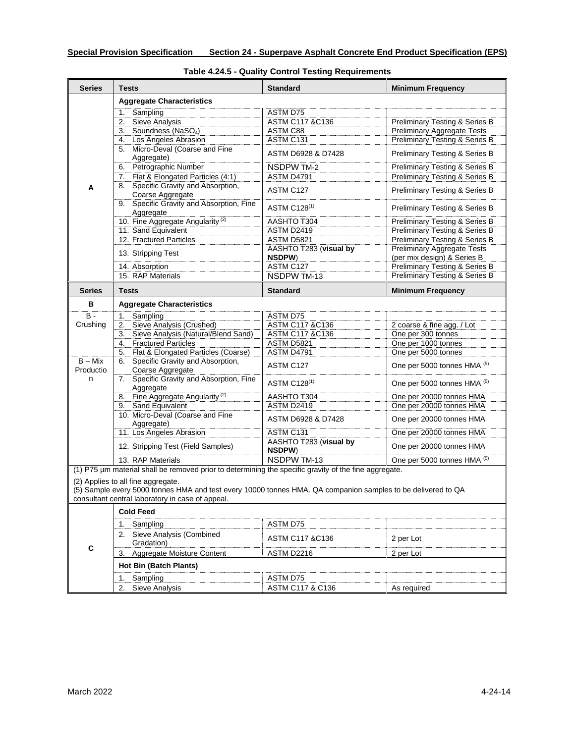**Table 4.24.5 - Quality Control Testing Requirements**

| Series | Tests | Standard | Minimum Frequency |
|---|---|---|---|
| A | **Aggregate Characteristics** | | |
| | 1. Sampling | ASTM D75 | |
| | 2. Sieve Analysis | ASTM C117 &C136 | Preliminary Testing & Series B |
| | 3. Soundness ($NaSO_4$) | ASTM C88 | Preliminary Aggregate Tests |
| | 4. Los Angeles Abrasion | ASTM C131 | Preliminary Testing & Series B |
| | 5. Micro-Deval (Coarse and Fine Aggregate) | ASTM D6928 & D7428 | Preliminary Testing & Series B |
| | 6. Petrographic Number | NSDPW TM-2 | Preliminary Testing & Series B |
| | 7. Flat & Elongated Particles (4:1) | ASTM D4791 | Preliminary Testing & Series B |
| | 8. Specific Gravity and Absorption, Coarse Aggregate | ASTM C127 | Preliminary Testing & Series B |
| | 9. Specific Gravity and Absorption, Fine Aggregate | ASTM C128(1) | Preliminary Testing & Series B |
| | 10. Fine Aggregate Angularity (2) | AASHTO T304 | Preliminary Testing & Series B |
| | 11. Sand Equivalent | ASTM D2419 | Preliminary Testing & Series B |
| | 12. Fractured Particles | ASTM D5821 | Preliminary Testing & Series B |
| | 13. Stripping Test | AASHTO T283 (**visual by NSDPW**) | Preliminary Aggregate Tests (per mix design) & Series B |
| | 14. Absorption | ASTM C127 | Preliminary Testing & Series B |
| | 15. RAP Materials | NSDPW TM-13 | Preliminary Testing & Series B |
| **Series** | **Tests** | **Standard** | **Minimum Frequency** |
| B | **Aggregate Characteristics** | | |
| B - Crushing | 1. Sampling | ASTM D75 | |
| | 2. Sieve Analysis (Crushed) | ASTM C117 &C136 | 2 coarse & fine agg. / Lot |
| | 3. Sieve Analysis (Natural/Blend Sand) | ASTM C117 &C136 | One per 300 tonnes |
| | 4. Fractured Particles | ASTM D5821 | One per 1000 tonnes |
| | 5. Flat & Elongated Particles (Coarse) | ASTM D4791 | One per 5000 tonnes |
| B – Mix Production | 6. Specific Gravity and Absorption, Coarse Aggregate | ASTM C127 | One per 5000 tonnes HMA (5) |
| | 7. Specific Gravity and Absorption, Fine Aggregate | ASTM C128(1) | One per 5000 tonnes HMA (5) |
| | 8. Fine Aggregate Angularity (2) | AASHTO T304 | One per 20000 tonnes HMA |
| | 9. Sand Equivalent | ASTM D2419 | One per 20000 tonnes HMA |
| | 10. Micro-Deval (Coarse and Fine Aggregate) | ASTM D6928 & D7428 | One per 20000 tonnes HMA |
| | 11. Los Angeles Abrasion | ASTM C131 | One per 20000 tonnes HMA |
| | 12. Stripping Test (Field Samples) | AASHTO T283 (**visual by NSDPW**) | One per 20000 tonnes HMA |
| | 13. RAP Materials | NSDPW TM-13 | One per 5000 tonnes HMA (5) |

(1) P75 µm material shall be removed prior to determining the specific gravity of the fine aggregate.

(2) Applies to all fine aggregate.
(5) Sample every 5000 tonnes HMA and test every 10000 tonnes HMA. QA companion samples to be delivered to QA consultant central laboratory in case of appeal.

| Series | Tests | Standard | Minimum Frequency |
|---|---|---|---|
| C | **Cold Feed** | | |
| | 1. Sampling | ASTM D75 | |
| | 2. Sieve Analysis (Combined Gradation) | ASTM C117 &C136 | 2 per Lot |
| | 3. Aggregate Moisture Content | ASTM D2216 | 2 per Lot |
| | **Hot Bin (Batch Plants)** | | |
| | 1. Sampling | ASTM D75 | |
| | 2. Sieve Analysis | ASTM C117 & C136 | As required |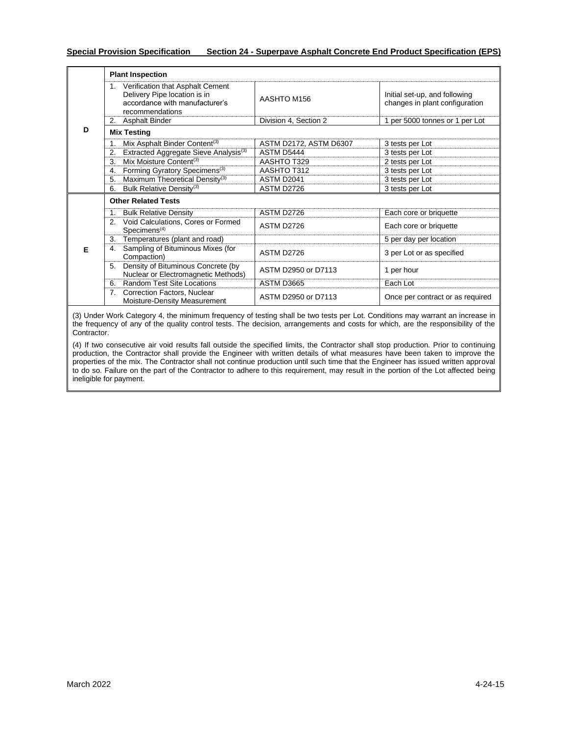| | | | |
|---|---|---|---|
| D | **Plant Inspection** | | |
| | 1. Verification that Asphalt Cement Delivery Pipe location is in accordance with manufacturer's recommendations | AASHTO M156 | Initial set-up, and following changes in plant configuration |
| | 2. Asphalt Binder | Division 4, Section 2 | 1 per 5000 tonnes or 1 per Lot |
| | **Mix Testing** | | |
| | 1. Mix Asphalt Binder Content[(3)] | ASTM D2172, ASTM D6307 | 3 tests per Lot |
| | 2. Extracted Aggregate Sieve Analysis[(3)] | ASTM D5444 | 3 tests per Lot |
| | 3. Mix Moisture Content[(3)] | AASHTO T329 | 2 tests per Lot |
| | 4. Forming Gyratory Specimens[(3)] | AASHTO T312 | 3 tests per Lot |
| | 5. Maximum Theoretical Density[(3)] | ASTM D2041 | 3 tests per Lot |
| | 6. Bulk Relative Density[(3)] | ASTM D2726 | 3 tests per Lot |
| E | **Other Related Tests** | | |
| | 1. Bulk Relative Density | ASTM D2726 | Each core or briquette |
| | 2. Void Calculations, Cores or Formed Specimens[(4)] | ASTM D2726 | Each core or briquette |
| | 3. Temperatures (plant and road) | | 5 per day per location |
| | 4. Sampling of Bituminous Mixes (for Compaction) | ASTM D2726 | 3 per Lot or as specified |
| | 5. Density of Bituminous Concrete (by Nuclear or Electromagnetic Methods) | ASTM D2950 or D7113 | 1 per hour |
| | 6. Random Test Site Locations | ASTM D3665 | Each Lot |
| | 7. Correction Factors, Nuclear Moisture-Density Measurement | ASTM D2950 or D7113 | Once per contract or as required |

(3) Under Work Category 4, the minimum frequency of testing shall be two tests per Lot. Conditions may warrant an increase in the frequency of any of the quality control tests. The decision, arrangements and costs for which, are the responsibility of the Contractor.

(4) If two consecutive air void results fall outside the specified limits, the Contractor shall stop production. Prior to continuing production, the Contractor shall provide the Engineer with written details of what measures have been taken to improve the properties of the mix. The Contractor shall not continue production until such time that the Engineer has issued written approval to do so. Failure on the part of the Contractor to adhere to this requirement, may result in the portion of the Lot affected being ineligible for payment.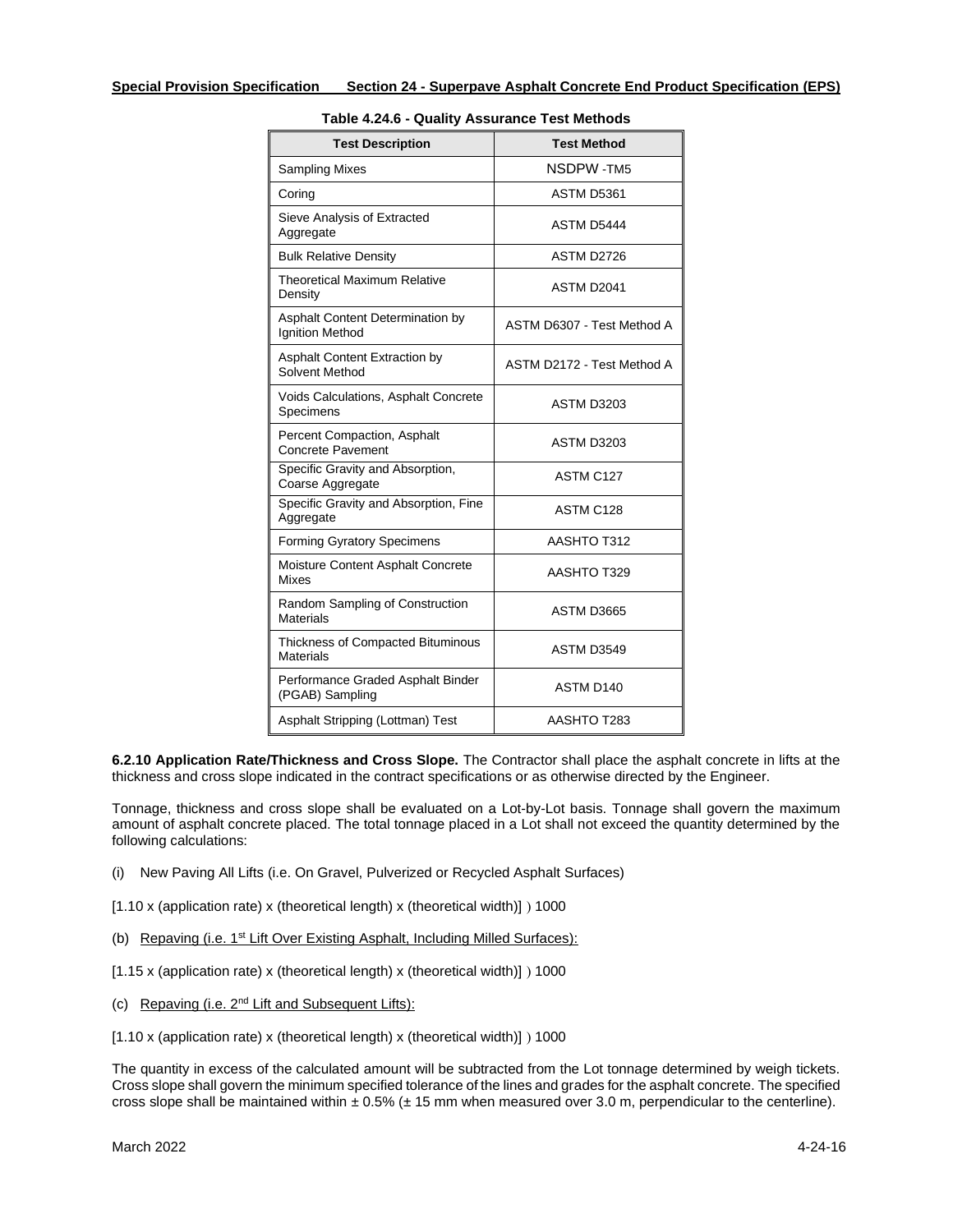**Table 4.24.6 - Quality Assurance Test Methods**

| Test Description | Test Method |
| --- | --- |
| Sampling Mixes | NSDPW -TM5 |
| Coring | ASTM D5361 |
| Sieve Analysis of Extracted Aggregate | ASTM D5444 |
| Bulk Relative Density | ASTM D2726 |
| Theoretical Maximum Relative Density | ASTM D2041 |
| Asphalt Content Determination by Ignition Method | ASTM D6307 - Test Method A |
| Asphalt Content Extraction by Solvent Method | ASTM D2172 - Test Method A |
| Voids Calculations, Asphalt Concrete Specimens | ASTM D3203 |
| Percent Compaction, Asphalt Concrete Pavement | ASTM D3203 |
| Specific Gravity and Absorption, Coarse Aggregate | ASTM C127 |
| Specific Gravity and Absorption, Fine Aggregate | ASTM C128 |
| Forming Gyratory Specimens | AASHTO T312 |
| Moisture Content Asphalt Concrete Mixes | AASHTO T329 |
| Random Sampling of Construction Materials | ASTM D3665 |
| Thickness of Compacted Bituminous Materials | ASTM D3549 |
| Performance Graded Asphalt Binder (PGAB) Sampling | ASTM D140 |
| Asphalt Stripping (Lottman) Test | AASHTO T283 |

**6.2.10 Application Rate/Thickness and Cross Slope.** The Contractor shall place the asphalt concrete in lifts at the thickness and cross slope indicated in the contract specifications or as otherwise directed by the Engineer.

Tonnage, thickness and cross slope shall be evaluated on a Lot-by-Lot basis. Tonnage shall govern the maximum amount of asphalt concrete placed. The total tonnage placed in a Lot shall not exceed the quantity determined by the following calculations:

(i) New Paving All Lifts (i.e. On Gravel, Pulverized or Recycled Asphalt Surfaces)

[1.10 x (application rate) x (theoretical length) x (theoretical width)] ) 1000

(b) Repaving (i.e. 1st Lift Over Existing Asphalt, Including Milled Surfaces):

[1.15 x (application rate) x (theoretical length) x (theoretical width)] ) 1000

(c) Repaving (i.e. 2nd Lift and Subsequent Lifts):

[1.10 x (application rate) x (theoretical length) x (theoretical width)] ) 1000

The quantity in excess of the calculated amount will be subtracted from the Lot tonnage determined by weigh tickets. Cross slope shall govern the minimum specified tolerance of the lines and grades for the asphalt concrete. The specified cross slope shall be maintained within ± 0.5% (± 15 mm when measured over 3.0 m, perpendicular to the centerline).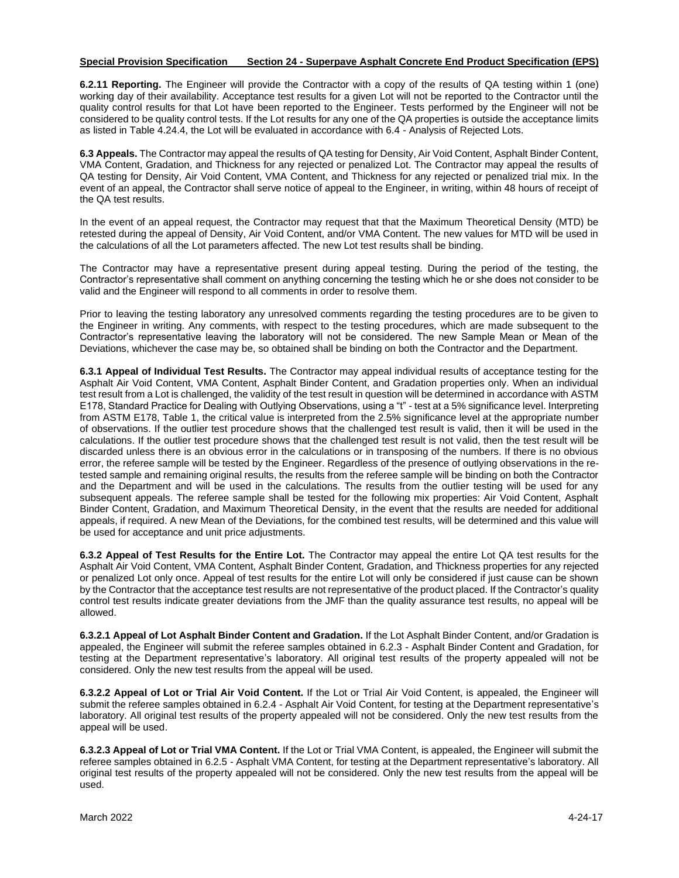**6.2.11 Reporting.** The Engineer will provide the Contractor with a copy of the results of QA testing within 1 (one) working day of their availability. Acceptance test results for a given Lot will not be reported to the Contractor until the quality control results for that Lot have been reported to the Engineer. Tests performed by the Engineer will not be considered to be quality control tests. If the Lot results for any one of the QA properties is outside the acceptance limits as listed in Table 4.24.4, the Lot will be evaluated in accordance with 6.4 - Analysis of Rejected Lots.

**6.3 Appeals.** The Contractor may appeal the results of QA testing for Density, Air Void Content, Asphalt Binder Content, VMA Content, Gradation, and Thickness for any rejected or penalized Lot. The Contractor may appeal the results of QA testing for Density, Air Void Content, VMA Content, and Thickness for any rejected or penalized trial mix. In the event of an appeal, the Contractor shall serve notice of appeal to the Engineer, in writing, within 48 hours of receipt of the QA test results.

In the event of an appeal request, the Contractor may request that that the Maximum Theoretical Density (MTD) be retested during the appeal of Density, Air Void Content, and/or VMA Content. The new values for MTD will be used in the calculations of all the Lot parameters affected. The new Lot test results shall be binding.

The Contractor may have a representative present during appeal testing. During the period of the testing, the Contractor's representative shall comment on anything concerning the testing which he or she does not consider to be valid and the Engineer will respond to all comments in order to resolve them.

Prior to leaving the testing laboratory any unresolved comments regarding the testing procedures are to be given to the Engineer in writing. Any comments, with respect to the testing procedures, which are made subsequent to the Contractor's representative leaving the laboratory will not be considered. The new Sample Mean or Mean of the Deviations, whichever the case may be, so obtained shall be binding on both the Contractor and the Department.

**6.3.1 Appeal of Individual Test Results.** The Contractor may appeal individual results of acceptance testing for the Asphalt Air Void Content, VMA Content, Asphalt Binder Content, and Gradation properties only. When an individual test result from a Lot is challenged, the validity of the test result in question will be determined in accordance with ASTM E178, Standard Practice for Dealing with Outlying Observations, using a "t" - test at a 5% significance level. Interpreting from ASTM E178, Table 1, the critical value is interpreted from the 2.5% significance level at the appropriate number of observations. If the outlier test procedure shows that the challenged test result is valid, then it will be used in the calculations. If the outlier test procedure shows that the challenged test result is not valid, then the test result will be discarded unless there is an obvious error in the calculations or in transposing of the numbers. If there is no obvious error, the referee sample will be tested by the Engineer. Regardless of the presence of outlying observations in the re-tested sample and remaining original results, the results from the referee sample will be binding on both the Contractor and the Department and will be used in the calculations. The results from the outlier testing will be used for any subsequent appeals. The referee sample shall be tested for the following mix properties: Air Void Content, Asphalt Binder Content, Gradation, and Maximum Theoretical Density, in the event that the results are needed for additional appeals, if required. A new Mean of the Deviations, for the combined test results, will be determined and this value will be used for acceptance and unit price adjustments.

**6.3.2 Appeal of Test Results for the Entire Lot.** The Contractor may appeal the entire Lot QA test results for the Asphalt Air Void Content, VMA Content, Asphalt Binder Content, Gradation, and Thickness properties for any rejected or penalized Lot only once. Appeal of test results for the entire Lot will only be considered if just cause can be shown by the Contractor that the acceptance test results are not representative of the product placed. If the Contractor's quality control test results indicate greater deviations from the JMF than the quality assurance test results, no appeal will be allowed.

**6.3.2.1 Appeal of Lot Asphalt Binder Content and Gradation.** If the Lot Asphalt Binder Content, and/or Gradation is appealed, the Engineer will submit the referee samples obtained in 6.2.3 - Asphalt Binder Content and Gradation, for testing at the Department representative's laboratory. All original test results of the property appealed will not be considered. Only the new test results from the appeal will be used.

**6.3.2.2 Appeal of Lot or Trial Air Void Content.** If the Lot or Trial Air Void Content, is appealed, the Engineer will submit the referee samples obtained in 6.2.4 - Asphalt Air Void Content, for testing at the Department representative's laboratory. All original test results of the property appealed will not be considered. Only the new test results from the appeal will be used.

**6.3.2.3 Appeal of Lot or Trial VMA Content.** If the Lot or Trial VMA Content, is appealed, the Engineer will submit the referee samples obtained in 6.2.5 - Asphalt VMA Content, for testing at the Department representative's laboratory. All original test results of the property appealed will not be considered. Only the new test results from the appeal will be used.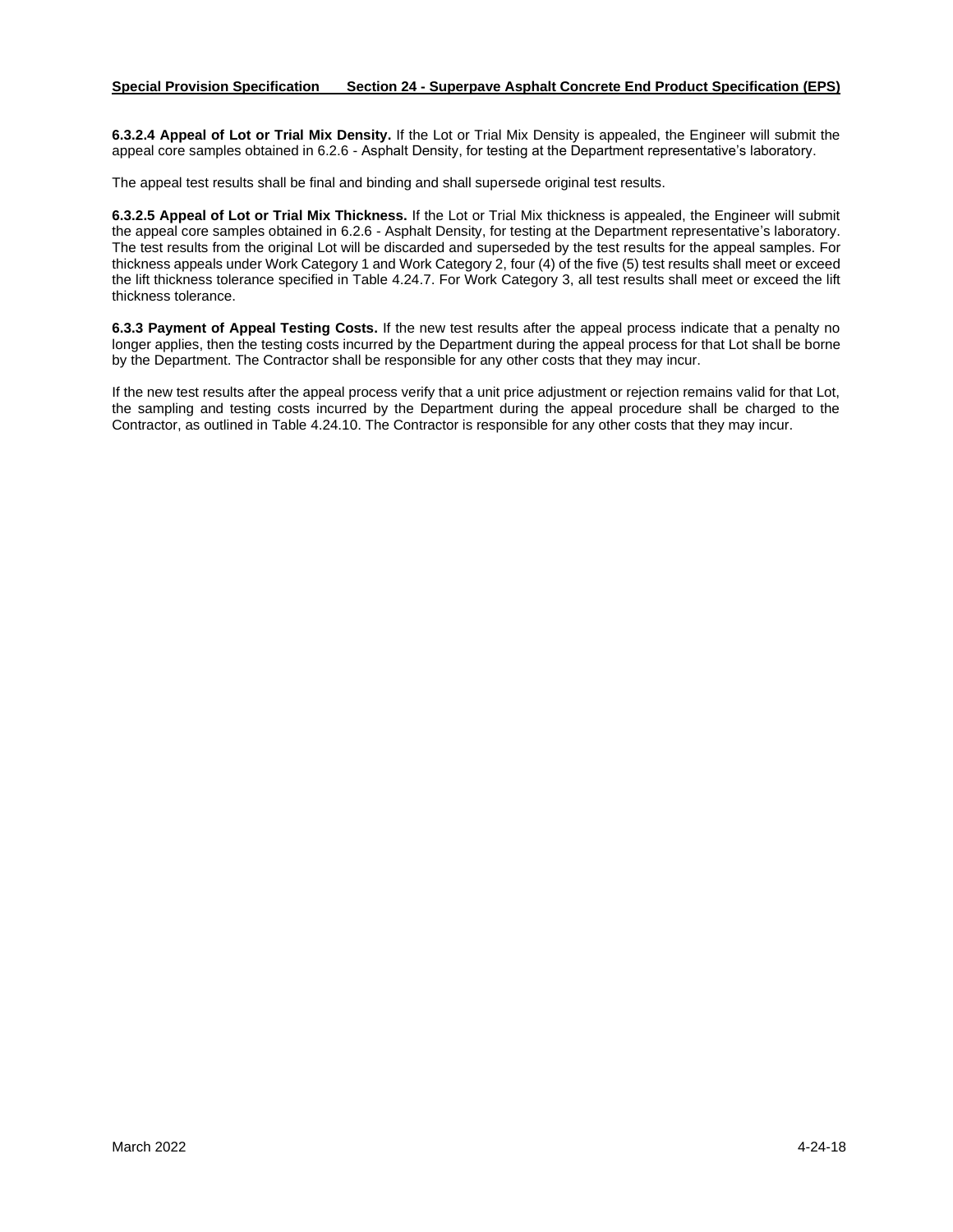**6.3.2.4 Appeal of Lot or Trial Mix Density.** If the Lot or Trial Mix Density is appealed, the Engineer will submit the appeal core samples obtained in 6.2.6 - Asphalt Density, for testing at the Department representative's laboratory.

The appeal test results shall be final and binding and shall supersede original test results.

**6.3.2.5 Appeal of Lot or Trial Mix Thickness.** If the Lot or Trial Mix thickness is appealed, the Engineer will submit the appeal core samples obtained in 6.2.6 - Asphalt Density, for testing at the Department representative's laboratory. The test results from the original Lot will be discarded and superseded by the test results for the appeal samples. For thickness appeals under Work Category 1 and Work Category 2, four (4) of the five (5) test results shall meet or exceed the lift thickness tolerance specified in Table 4.24.7. For Work Category 3, all test results shall meet or exceed the lift thickness tolerance.

**6.3.3 Payment of Appeal Testing Costs.** If the new test results after the appeal process indicate that a penalty no longer applies, then the testing costs incurred by the Department during the appeal process for that Lot shall be borne by the Department. The Contractor shall be responsible for any other costs that they may incur.

If the new test results after the appeal process verify that a unit price adjustment or rejection remains valid for that Lot, the sampling and testing costs incurred by the Department during the appeal procedure shall be charged to the Contractor, as outlined in Table 4.24.10. The Contractor is responsible for any other costs that they may incur.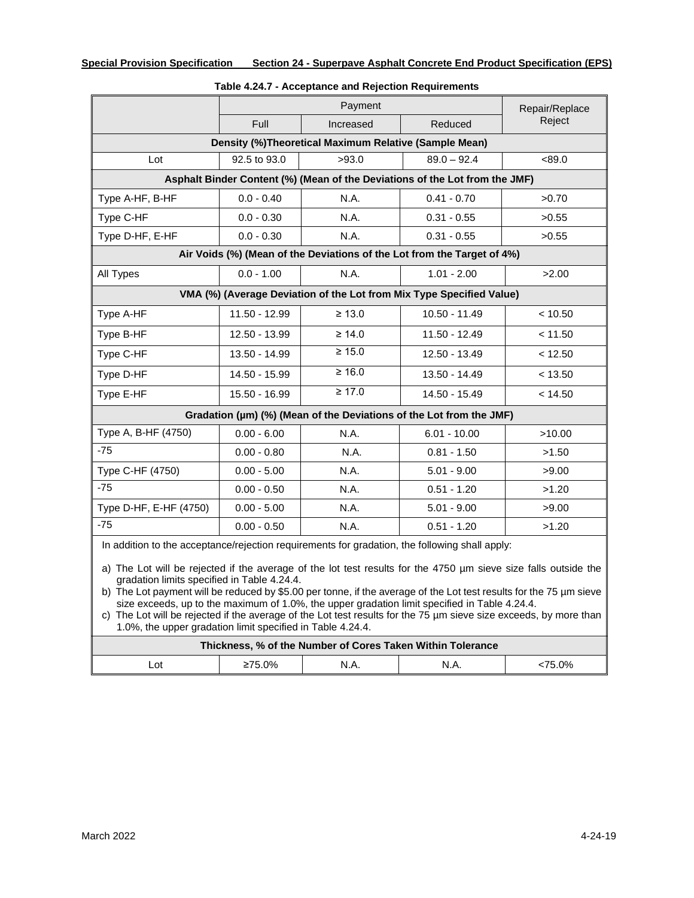**Table 4.24.7 - Acceptance and Rejection Requirements**

| | Payment | | | Repair/Replace Reject |
|---|---|---|---|---|
| | Full | Increased | Reduced | |
| **Density (%)Theoretical Maximum Relative (Sample Mean)** | | | | |
| Lot | 92.5 to 93.0 | >93.0 | 89.0 – 92.4 | <89.0 |
| **Asphalt Binder Content (%) (Mean of the Deviations of the Lot from the JMF)** | | | | |
| Type A-HF, B-HF | 0.0 - 0.40 | N.A. | 0.41 - 0.70 | >0.70 |
| Type C-HF | 0.0 - 0.30 | N.A. | 0.31 - 0.55 | >0.55 |
| Type D-HF, E-HF | 0.0 - 0.30 | N.A. | 0.31 - 0.55 | >0.55 |
| **Air Voids (%) (Mean of the Deviations of the Lot from the Target of 4%)** | | | | |
| All Types | 0.0 - 1.00 | N.A. | 1.01 - 2.00 | >2.00 |
| **VMA (%) (Average Deviation of the Lot from Mix Type Specified Value)** | | | | |
| Type A-HF | 11.50 - 12.99 | ≥ 13.0 | 10.50 - 11.49 | < 10.50 |
| Type B-HF | 12.50 - 13.99 | ≥ 14.0 | 11.50 - 12.49 | < 11.50 |
| Type C-HF | 13.50 - 14.99 | ≥ 15.0 | 12.50 - 13.49 | < 12.50 |
| Type D-HF | 14.50 - 15.99 | ≥ 16.0 | 13.50 - 14.49 | < 13.50 |
| Type E-HF | 15.50 - 16.99 | ≥ 17.0 | 14.50 - 15.49 | < 14.50 |
| **Gradation (μm) (%) (Mean of the Deviations of the Lot from the JMF)** | | | | |
| Type A, B-HF (4750) | 0.00 - 6.00 | N.A. | 6.01 - 10.00 | >10.00 |
| -75 | 0.00 - 0.80 | N.A. | 0.81 - 1.50 | >1.50 |
| Type C-HF (4750) | 0.00 - 5.00 | N.A. | 5.01 - 9.00 | >9.00 |
| -75 | 0.00 - 0.50 | N.A. | 0.51 - 1.20 | >1.20 |
| Type D-HF, E-HF (4750) | 0.00 - 5.00 | N.A. | 5.01 - 9.00 | >9.00 |
| -75 | 0.00 - 0.50 | N.A. | 0.51 - 1.20 | >1.20 |
| In addition to the acceptance/rejection requirements for gradation, the following shall apply: a) The Lot will be rejected if the average of the lot test results for the 4750 μm sieve size falls outside the gradation limits specified in Table 4.24.4. b) The Lot payment will be reduced by $5.00 per tonne, if the average of the Lot test results for the 75 μm sieve size exceeds, up to the maximum of 1.0%, the upper gradation limit specified in Table 4.24.4. c) The Lot will be rejected if the average of the Lot test results for the 75 μm sieve size exceeds, by more than 1.0%, the upper gradation limit specified in Table 4.24.4. | | | | |
| **Thickness, % of the Number of Cores Taken Within Tolerance** | | | | |
| Lot | ≥75.0% | N.A. | N.A. | <75.0% |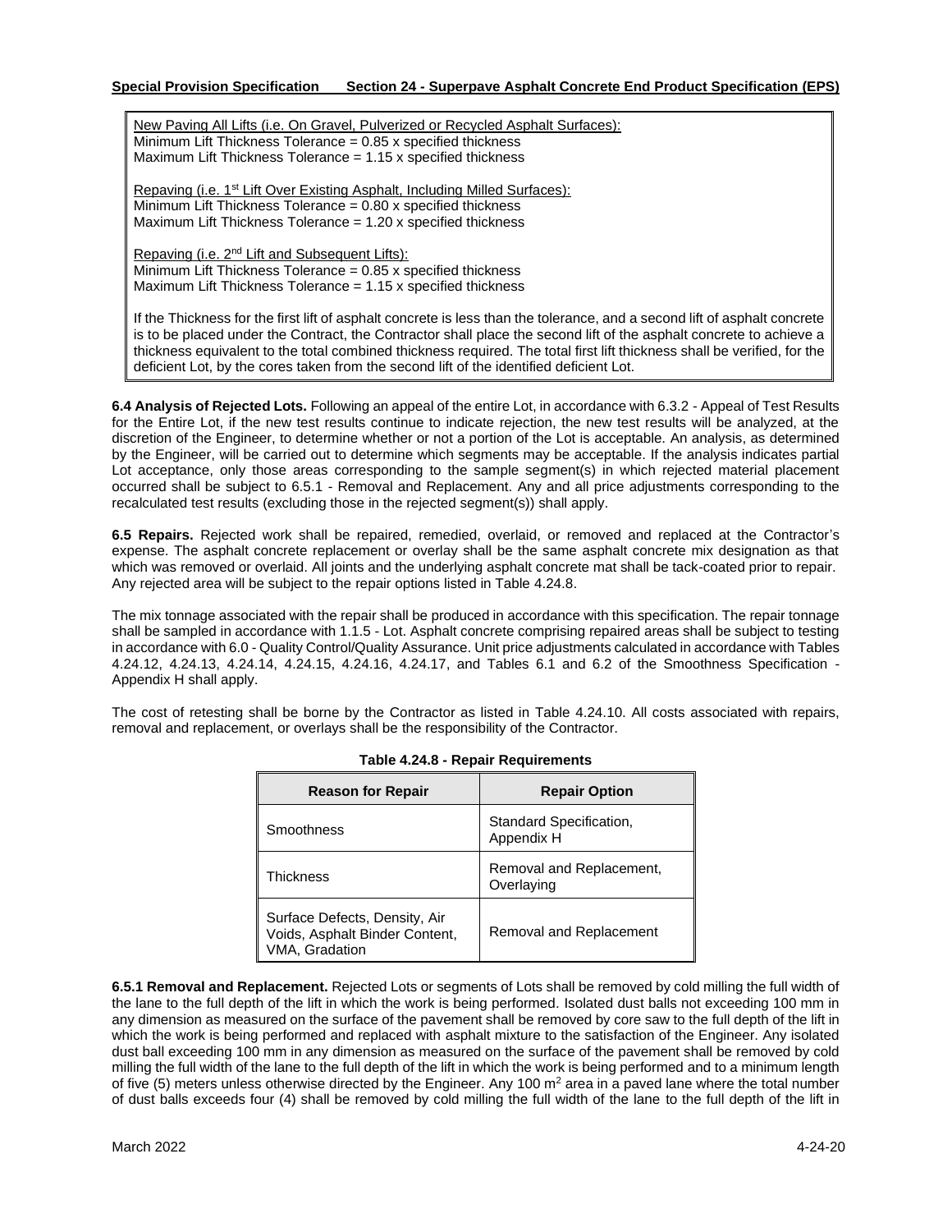New Paving All Lifts (i.e. On Gravel, Pulverized or Recycled Asphalt Surfaces):
Minimum Lift Thickness Tolerance = 0.85 x specified thickness
Maximum Lift Thickness Tolerance = 1.15 x specified thickness

Repaving (i.e. 1st Lift Over Existing Asphalt, Including Milled Surfaces):
Minimum Lift Thickness Tolerance = 0.80 x specified thickness
Maximum Lift Thickness Tolerance = 1.20 x specified thickness

Repaving (i.e. 2nd Lift and Subsequent Lifts):
Minimum Lift Thickness Tolerance = 0.85 x specified thickness
Maximum Lift Thickness Tolerance = 1.15 x specified thickness

If the Thickness for the first lift of asphalt concrete is less than the tolerance, and a second lift of asphalt concrete is to be placed under the Contract, the Contractor shall place the second lift of the asphalt concrete to achieve a thickness equivalent to the total combined thickness required. The total first lift thickness shall be verified, for the deficient Lot, by the cores taken from the second lift of the identified deficient Lot.

**6.4 Analysis of Rejected Lots.** Following an appeal of the entire Lot, in accordance with 6.3.2 - Appeal of Test Results for the Entire Lot, if the new test results continue to indicate rejection, the new test results will be analyzed, at the discretion of the Engineer, to determine whether or not a portion of the Lot is acceptable. An analysis, as determined by the Engineer, will be carried out to determine which segments may be acceptable. If the analysis indicates partial Lot acceptance, only those areas corresponding to the sample segment(s) in which rejected material placement occurred shall be subject to 6.5.1 - Removal and Replacement. Any and all price adjustments corresponding to the recalculated test results (excluding those in the rejected segment(s)) shall apply.

**6.5 Repairs.** Rejected work shall be repaired, remedied, overlaid, or removed and replaced at the Contractor's expense. The asphalt concrete replacement or overlay shall be the same asphalt concrete mix designation as that which was removed or overlaid. All joints and the underlying asphalt concrete mat shall be tack-coated prior to repair. Any rejected area will be subject to the repair options listed in Table 4.24.8.

The mix tonnage associated with the repair shall be produced in accordance with this specification. The repair tonnage shall be sampled in accordance with 1.1.5 - Lot. Asphalt concrete comprising repaired areas shall be subject to testing in accordance with 6.0 - Quality Control/Quality Assurance. Unit price adjustments calculated in accordance with Tables 4.24.12, 4.24.13, 4.24.14, 4.24.15, 4.24.16, 4.24.17, and Tables 6.1 and 6.2 of the Smoothness Specification - Appendix H shall apply.

The cost of retesting shall be borne by the Contractor as listed in Table 4.24.10. All costs associated with repairs, removal and replacement, or overlays shall be the responsibility of the Contractor.

**Table 4.24.8 - Repair Requirements**

| Reason for Repair | Repair Option |
|---|---|
| Smoothness | Standard Specification, Appendix H |
| Thickness | Removal and Replacement, Overlaying |
| Surface Defects, Density, Air Voids, Asphalt Binder Content, VMA, Gradation | Removal and Replacement |

**6.5.1 Removal and Replacement.** Rejected Lots or segments of Lots shall be removed by cold milling the full width of the lane to the full depth of the lift in which the work is being performed. Isolated dust balls not exceeding 100 mm in any dimension as measured on the surface of the pavement shall be removed by core saw to the full depth of the lift in which the work is being performed and replaced with asphalt mixture to the satisfaction of the Engineer. Any isolated dust ball exceeding 100 mm in any dimension as measured on the surface of the pavement shall be removed by cold milling the full width of the lane to the full depth of the lift in which the work is being performed and to a minimum length of five (5) meters unless otherwise directed by the Engineer. Any 100 m$^2$ area in a paved lane where the total number of dust balls exceeds four (4) shall be removed by cold milling the full width of the lane to the full depth of the lift in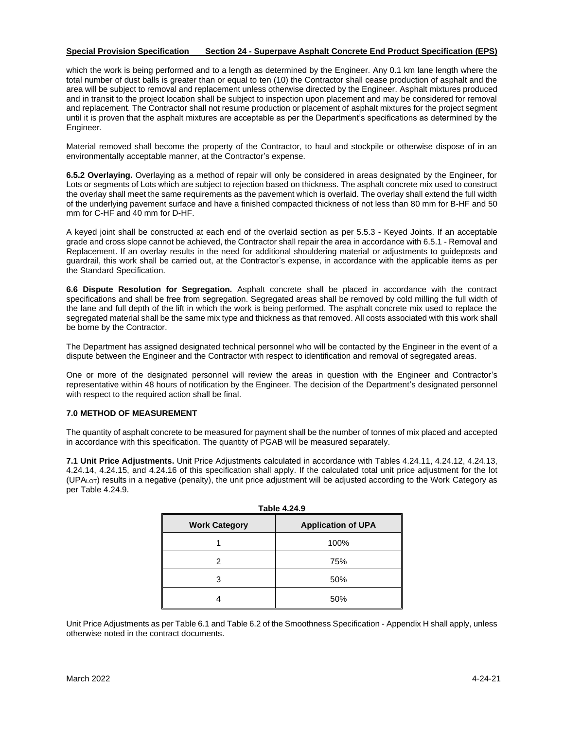which the work is being performed and to a length as determined by the Engineer. Any 0.1 km lane length where the total number of dust balls is greater than or equal to ten (10) the Contractor shall cease production of asphalt and the area will be subject to removal and replacement unless otherwise directed by the Engineer. Asphalt mixtures produced and in transit to the project location shall be subject to inspection upon placement and may be considered for removal and replacement. The Contractor shall not resume production or placement of asphalt mixtures for the project segment until it is proven that the asphalt mixtures are acceptable as per the Department's specifications as determined by the Engineer.

Material removed shall become the property of the Contractor, to haul and stockpile or otherwise dispose of in an environmentally acceptable manner, at the Contractor's expense.

**6.5.2 Overlaying.** Overlaying as a method of repair will only be considered in areas designated by the Engineer, for Lots or segments of Lots which are subject to rejection based on thickness. The asphalt concrete mix used to construct the overlay shall meet the same requirements as the pavement which is overlaid. The overlay shall extend the full width of the underlying pavement surface and have a finished compacted thickness of not less than 80 mm for B-HF and 50 mm for C-HF and 40 mm for D-HF.

A keyed joint shall be constructed at each end of the overlaid section as per 5.5.3 - Keyed Joints. If an acceptable grade and cross slope cannot be achieved, the Contractor shall repair the area in accordance with 6.5.1 - Removal and Replacement. If an overlay results in the need for additional shouldering material or adjustments to guideposts and guardrail, this work shall be carried out, at the Contractor's expense, in accordance with the applicable items as per the Standard Specification.

**6.6 Dispute Resolution for Segregation.** Asphalt concrete shall be placed in accordance with the contract specifications and shall be free from segregation. Segregated areas shall be removed by cold milling the full width of the lane and full depth of the lift in which the work is being performed. The asphalt concrete mix used to replace the segregated material shall be the same mix type and thickness as that removed. All costs associated with this work shall be borne by the Contractor.

The Department has assigned designated technical personnel who will be contacted by the Engineer in the event of a dispute between the Engineer and the Contractor with respect to identification and removal of segregated areas.

One or more of the designated personnel will review the areas in question with the Engineer and Contractor's representative within 48 hours of notification by the Engineer. The decision of the Department's designated personnel with respect to the required action shall be final.

## 7.0 METHOD OF MEASUREMENT

The quantity of asphalt concrete to be measured for payment shall be the number of tonnes of mix placed and accepted in accordance with this specification. The quantity of PGAB will be measured separately.

**7.1 Unit Price Adjustments.** Unit Price Adjustments calculated in accordance with Tables 4.24.11, 4.24.12, 4.24.13, 4.24.14, 4.24.15, and 4.24.16 of this specification shall apply. If the calculated total unit price adjustment for the lot ($UPA_{LOT}$) results in a negative (penalty), the unit price adjustment will be adjusted according to the Work Category as per Table 4.24.9.

**Table 4.24.9**

| Work Category | Application of UPA |
|---|---|
| 1 | 100% |
| 2 | 75% |
| 3 | 50% |
| 4 | 50% |

Unit Price Adjustments as per Table 6.1 and Table 6.2 of the Smoothness Specification - Appendix H shall apply, unless otherwise noted in the contract documents.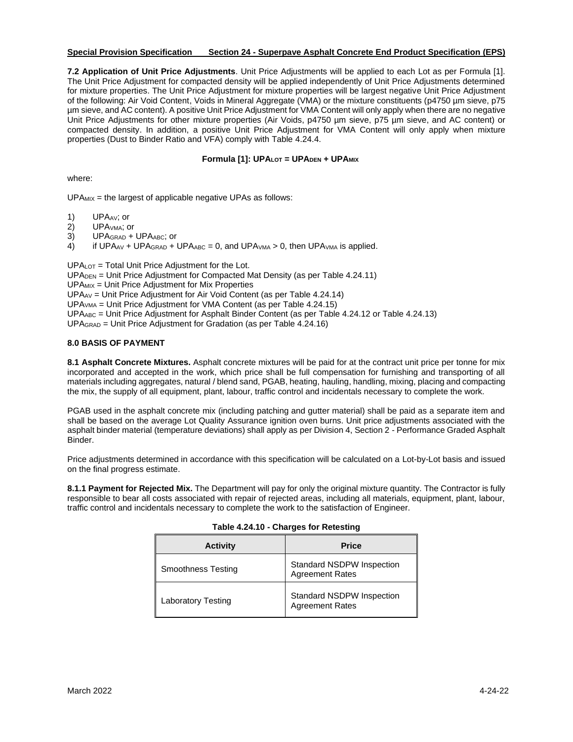**7.2 Application of Unit Price Adjustments**. Unit Price Adjustments will be applied to each Lot as per Formula [1]. The Unit Price Adjustment for compacted density will be applied independently of Unit Price Adjustments determined for mixture properties. The Unit Price Adjustment for mixture properties will be largest negative Unit Price Adjustment of the following: Air Void Content, Voids in Mineral Aggregate (VMA) or the mixture constituents (p4750 µm sieve, p75 µm sieve, and AC content). A positive Unit Price Adjustment for VMA Content will only apply when there are no negative Unit Price Adjustments for other mixture properties (Air Voids, p4750 µm sieve, p75 µm sieve, and AC content) or compacted density. In addition, a positive Unit Price Adjustment for VMA Content will only apply when mixture properties (Dust to Binder Ratio and VFA) comply with Table 4.24.4.

**Formula [1]: $UPA_{LOT} = UPA_{DEN} + UPA_{MIX}$**

where:

$UPA_{MIX}$ = the largest of applicable negative UPAs as follows:

1) $UPA_{AV}$; or
2) $UPA_{VMA}$; or
3) $UPA_{GRAD} + UPA_{ABC}$; or
4) if $UPA_{AV} + UPA_{GRAD} + UPA_{ABC} = 0$, and $UPA_{VMA} > 0$, then $UPA_{VMA}$ is applied.

$UPA_{LOT}$ = Total Unit Price Adjustment for the Lot.
$UPA_{DEN}$ = Unit Price Adjustment for Compacted Mat Density (as per Table 4.24.11)
$UPA_{MIX}$ = Unit Price Adjustment for Mix Properties
$UPA_{AV}$ = Unit Price Adjustment for Air Void Content (as per Table 4.24.14)
$UPA_{VMA}$ = Unit Price Adjustment for VMA Content (as per Table 4.24.15)
$UPA_{ABC}$ = Unit Price Adjustment for Asphalt Binder Content (as per Table 4.24.12 or Table 4.24.13)
$UPA_{GRAD}$ = Unit Price Adjustment for Gradation (as per Table 4.24.16)

## 8.0 BASIS OF PAYMENT

**8.1 Asphalt Concrete Mixtures.** Asphalt concrete mixtures will be paid for at the contract unit price per tonne for mix incorporated and accepted in the work, which price shall be full compensation for furnishing and transporting of all materials including aggregates, natural / blend sand, PGAB, heating, hauling, handling, mixing, placing and compacting the mix, the supply of all equipment, plant, labour, traffic control and incidentals necessary to complete the work.

PGAB used in the asphalt concrete mix (including patching and gutter material) shall be paid as a separate item and shall be based on the average Lot Quality Assurance ignition oven burns. Unit price adjustments associated with the asphalt binder material (temperature deviations) shall apply as per Division 4, Section 2 - Performance Graded Asphalt Binder.

Price adjustments determined in accordance with this specification will be calculated on a Lot-by-Lot basis and issued on the final progress estimate.

**8.1.1 Payment for Rejected Mix.** The Department will pay for only the original mixture quantity. The Contractor is fully responsible to bear all costs associated with repair of rejected areas, including all materials, equipment, plant, labour, traffic control and incidentals necessary to complete the work to the satisfaction of Engineer.

**Table 4.24.10 - Charges for Retesting**

| Activity | Price |
|---|---|
| Smoothness Testing | Standard NSDPW Inspection Agreement Rates |
| Laboratory Testing | Standard NSDPW Inspection Agreement Rates |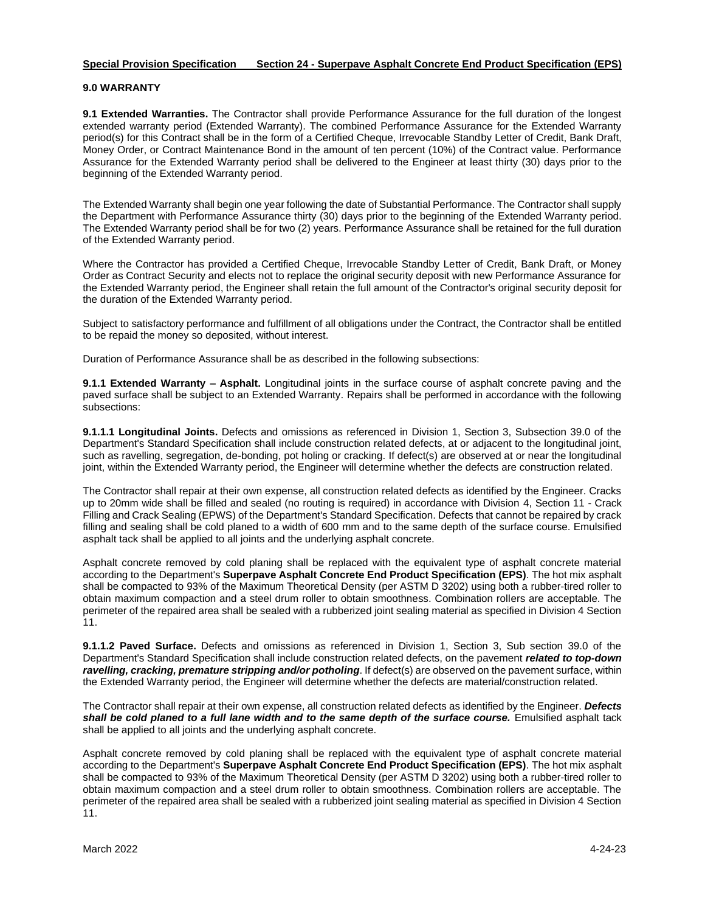## 9.0 WARRANTY

**9.1 Extended Warranties.** The Contractor shall provide Performance Assurance for the full duration of the longest extended warranty period (Extended Warranty). The combined Performance Assurance for the Extended Warranty period(s) for this Contract shall be in the form of a Certified Cheque, Irrevocable Standby Letter of Credit, Bank Draft, Money Order, or Contract Maintenance Bond in the amount of ten percent (10%) of the Contract value. Performance Assurance for the Extended Warranty period shall be delivered to the Engineer at least thirty (30) days prior to the beginning of the Extended Warranty period.

The Extended Warranty shall begin one year following the date of Substantial Performance. The Contractor shall supply the Department with Performance Assurance thirty (30) days prior to the beginning of the Extended Warranty period. The Extended Warranty period shall be for two (2) years. Performance Assurance shall be retained for the full duration of the Extended Warranty period.

Where the Contractor has provided a Certified Cheque, Irrevocable Standby Letter of Credit, Bank Draft, or Money Order as Contract Security and elects not to replace the original security deposit with new Performance Assurance for the Extended Warranty period, the Engineer shall retain the full amount of the Contractor's original security deposit for the duration of the Extended Warranty period.

Subject to satisfactory performance and fulfillment of all obligations under the Contract, the Contractor shall be entitled to be repaid the money so deposited, without interest.

Duration of Performance Assurance shall be as described in the following subsections:

**9.1.1 Extended Warranty – Asphalt.** Longitudinal joints in the surface course of asphalt concrete paving and the paved surface shall be subject to an Extended Warranty. Repairs shall be performed in accordance with the following subsections:

**9.1.1.1 Longitudinal Joints.** Defects and omissions as referenced in Division 1, Section 3, Subsection 39.0 of the Department's Standard Specification shall include construction related defects, at or adjacent to the longitudinal joint, such as ravelling, segregation, de-bonding, pot holing or cracking. If defect(s) are observed at or near the longitudinal joint, within the Extended Warranty period, the Engineer will determine whether the defects are construction related.

The Contractor shall repair at their own expense, all construction related defects as identified by the Engineer. Cracks up to 20mm wide shall be filled and sealed (no routing is required) in accordance with Division 4, Section 11 - Crack Filling and Crack Sealing (EPWS) of the Department's Standard Specification. Defects that cannot be repaired by crack filling and sealing shall be cold planed to a width of 600 mm and to the same depth of the surface course. Emulsified asphalt tack shall be applied to all joints and the underlying asphalt concrete.

Asphalt concrete removed by cold planing shall be replaced with the equivalent type of asphalt concrete material according to the Department's **Superpave Asphalt Concrete End Product Specification (EPS)**. The hot mix asphalt shall be compacted to 93% of the Maximum Theoretical Density (per ASTM D 3202) using both a rubber-tired roller to obtain maximum compaction and a steel drum roller to obtain smoothness. Combination rollers are acceptable. The perimeter of the repaired area shall be sealed with a rubberized joint sealing material as specified in Division 4 Section 11.

**9.1.1.2 Paved Surface.** Defects and omissions as referenced in Division 1, Section 3, Sub section 39.0 of the Department's Standard Specification shall include construction related defects, on the pavement ***related to top-down ravelling, cracking, premature stripping and/or potholing***. If defect(s) are observed on the pavement surface, within the Extended Warranty period, the Engineer will determine whether the defects are material/construction related.

The Contractor shall repair at their own expense, all construction related defects as identified by the Engineer. ***Defects shall be cold planed to a full lane width and to the same depth of the surface course.*** Emulsified asphalt tack shall be applied to all joints and the underlying asphalt concrete.

Asphalt concrete removed by cold planing shall be replaced with the equivalent type of asphalt concrete material according to the Department's **Superpave Asphalt Concrete End Product Specification (EPS)**. The hot mix asphalt shall be compacted to 93% of the Maximum Theoretical Density (per ASTM D 3202) using both a rubber-tired roller to obtain maximum compaction and a steel drum roller to obtain smoothness. Combination rollers are acceptable. The perimeter of the repaired area shall be sealed with a rubberized joint sealing material as specified in Division 4 Section 11.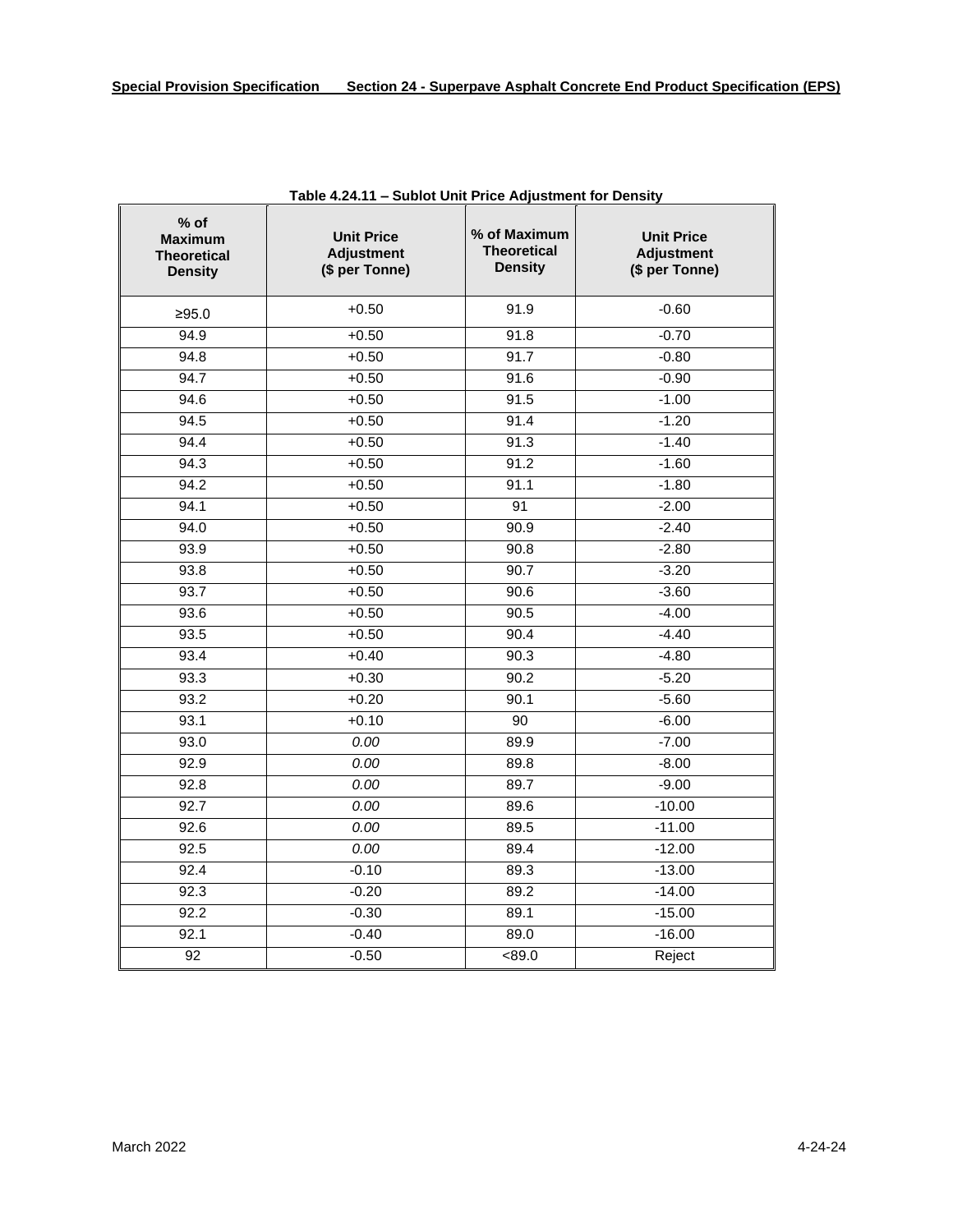**Table 4.24.11 – Sublot Unit Price Adjustment for Density**

| % of Maximum Theoretical Density | Unit Price Adjustment ($ per Tonne) | % of Maximum Theoretical Density | Unit Price Adjustment ($ per Tonne) |
|---|---|---|---|
| ≥95.0 | +0.50 | 91.9 | -0.60 |
| 94.9 | +0.50 | 91.8 | -0.70 |
| 94.8 | +0.50 | 91.7 | -0.80 |
| 94.7 | +0.50 | 91.6 | -0.90 |
| 94.6 | +0.50 | 91.5 | -1.00 |
| 94.5 | +0.50 | 91.4 | -1.20 |
| 94.4 | +0.50 | 91.3 | -1.40 |
| 94.3 | +0.50 | 91.2 | -1.60 |
| 94.2 | +0.50 | 91.1 | -1.80 |
| 94.1 | +0.50 | 91 | -2.00 |
| 94.0 | +0.50 | 90.9 | -2.40 |
| 93.9 | +0.50 | 90.8 | -2.80 |
| 93.8 | +0.50 | 90.7 | -3.20 |
| 93.7 | +0.50 | 90.6 | -3.60 |
| 93.6 | +0.50 | 90.5 | -4.00 |
| 93.5 | +0.50 | 90.4 | -4.40 |
| 93.4 | +0.40 | 90.3 | -4.80 |
| 93.3 | +0.30 | 90.2 | -5.20 |
| 93.2 | +0.20 | 90.1 | -5.60 |
| 93.1 | +0.10 | 90 | -6.00 |
| 93.0 | *0.00* | 89.9 | -7.00 |
| 92.9 | *0.00* | 89.8 | -8.00 |
| 92.8 | *0.00* | 89.7 | -9.00 |
| 92.7 | *0.00* | 89.6 | -10.00 |
| 92.6 | *0.00* | 89.5 | -11.00 |
| 92.5 | *0.00* | 89.4 | -12.00 |
| 92.4 | -0.10 | 89.3 | -13.00 |
| 92.3 | -0.20 | 89.2 | -14.00 |
| 92.2 | -0.30 | 89.1 | -15.00 |
| 92.1 | -0.40 | 89.0 | -16.00 |
| 92 | -0.50 | <89.0 | Reject |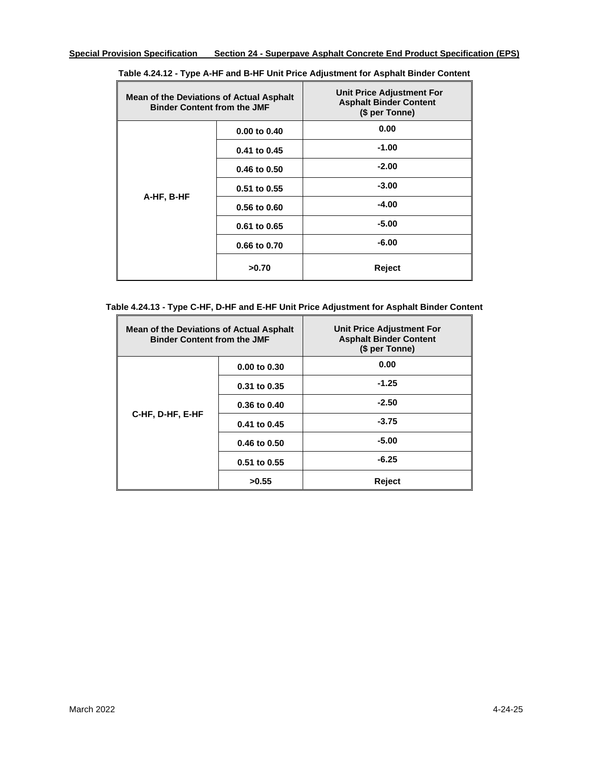**Table 4.24.12 - Type A-HF and B-HF Unit Price Adjustment for Asphalt Binder Content**

| Mean of the Deviations of Actual Asphalt Binder Content from the JMF | | Unit Price Adjustment For Asphalt Binder Content ($ per Tonne) |
|---|---|---|
| A-HF, B-HF | 0.00 to 0.40 | 0.00 |
| | 0.41 to 0.45 | -1.00 |
| | 0.46 to 0.50 | -2.00 |
| | 0.51 to 0.55 | -3.00 |
| | 0.56 to 0.60 | -4.00 |
| | 0.61 to 0.65 | -5.00 |
| | 0.66 to 0.70 | -6.00 |
| | >0.70 | Reject |

**Table 4.24.13 - Type C-HF, D-HF and E-HF Unit Price Adjustment for Asphalt Binder Content**

| Mean of the Deviations of Actual Asphalt Binder Content from the JMF | | Unit Price Adjustment For Asphalt Binder Content ($ per Tonne) |
|---|---|---|
| C-HF, D-HF, E-HF | 0.00 to 0.30 | 0.00 |
| | 0.31 to 0.35 | -1.25 |
| | 0.36 to 0.40 | -2.50 |
| | 0.41 to 0.45 | -3.75 |
| | 0.46 to 0.50 | -5.00 |
| | 0.51 to 0.55 | -6.25 |
| | >0.55 | Reject |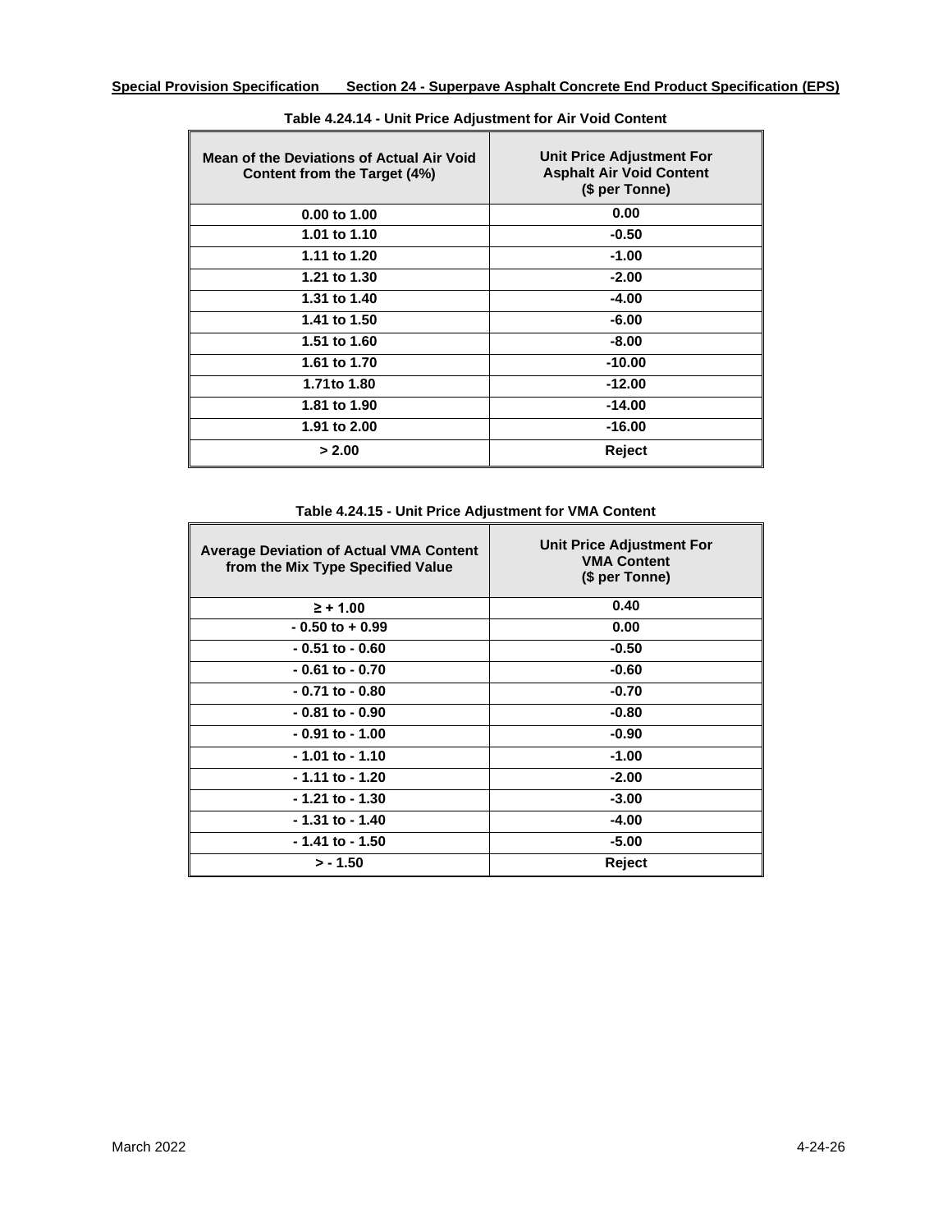**Table 4.24.14 - Unit Price Adjustment for Air Void Content**

| Mean of the Deviations of Actual Air Void Content from the Target (4%) | Unit Price Adjustment For Asphalt Air Void Content ($ per Tonne) |
| --- | --- |
| 0.00 to 1.00 | 0.00 |
| 1.01 to 1.10 | -0.50 |
| 1.11 to 1.20 | -1.00 |
| 1.21 to 1.30 | -2.00 |
| 1.31 to 1.40 | -4.00 |
| 1.41 to 1.50 | -6.00 |
| 1.51 to 1.60 | -8.00 |
| 1.61 to 1.70 | -10.00 |
| 1.71to 1.80 | -12.00 |
| 1.81 to 1.90 | -14.00 |
| 1.91 to 2.00 | -16.00 |
| > 2.00 | Reject |

**Table 4.24.15 - Unit Price Adjustment for VMA Content**

| Average Deviation of Actual VMA Content from the Mix Type Specified Value | Unit Price Adjustment For VMA Content ($ per Tonne) |
| --- | --- |
| ≥ + 1.00 | 0.40 |
| - 0.50 to + 0.99 | 0.00 |
| - 0.51 to - 0.60 | -0.50 |
| - 0.61 to - 0.70 | -0.60 |
| - 0.71 to - 0.80 | -0.70 |
| - 0.81 to - 0.90 | -0.80 |
| - 0.91 to - 1.00 | -0.90 |
| - 1.01 to - 1.10 | -1.00 |
| - 1.11 to - 1.20 | -2.00 |
| - 1.21 to - 1.30 | -3.00 |
| - 1.31 to - 1.40 | -4.00 |
| - 1.41 to - 1.50 | -5.00 |
| > - 1.50 | Reject |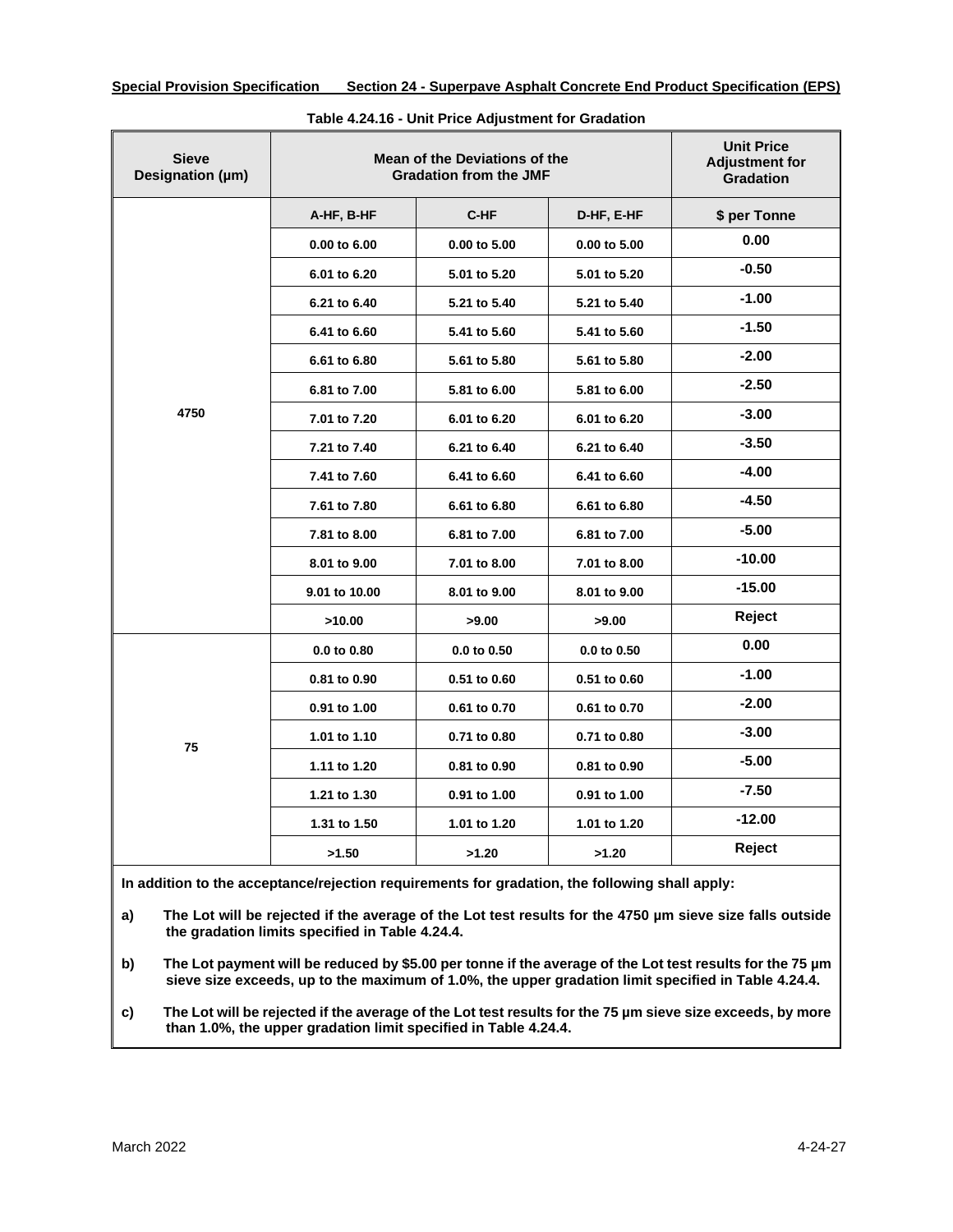**Table 4.24.16 - Unit Price Adjustment for Gradation**

| Sieve Designation (µm) | Mean of the Deviations of the Gradation from the JMF | | | Unit Price Adjustment for Gradation |
|---|---|---|---|---|
| | A-HF, B-HF | C-HF | D-HF, E-HF | $ per Tonne |
| 4750 | 0.00 to 6.00 | 0.00 to 5.00 | 0.00 to 5.00 | 0.00 |
| | 6.01 to 6.20 | 5.01 to 5.20 | 5.01 to 5.20 | -0.50 |
| | 6.21 to 6.40 | 5.21 to 5.40 | 5.21 to 5.40 | -1.00 |
| | 6.41 to 6.60 | 5.41 to 5.60 | 5.41 to 5.60 | -1.50 |
| | 6.61 to 6.80 | 5.61 to 5.80 | 5.61 to 5.80 | -2.00 |
| | 6.81 to 7.00 | 5.81 to 6.00 | 5.81 to 6.00 | -2.50 |
| | 7.01 to 7.20 | 6.01 to 6.20 | 6.01 to 6.20 | -3.00 |
| | 7.21 to 7.40 | 6.21 to 6.40 | 6.21 to 6.40 | -3.50 |
| | 7.41 to 7.60 | 6.41 to 6.60 | 6.41 to 6.60 | -4.00 |
| | 7.61 to 7.80 | 6.61 to 6.80 | 6.61 to 6.80 | -4.50 |
| | 7.81 to 8.00 | 6.81 to 7.00 | 6.81 to 7.00 | -5.00 |
| | 8.01 to 9.00 | 7.01 to 8.00 | 7.01 to 8.00 | -10.00 |
| | 9.01 to 10.00 | 8.01 to 9.00 | 8.01 to 9.00 | -15.00 |
| | >10.00 | >9.00 | >9.00 | Reject |
| 75 | 0.0 to 0.80 | 0.0 to 0.50 | 0.0 to 0.50 | 0.00 |
| | 0.81 to 0.90 | 0.51 to 0.60 | 0.51 to 0.60 | -1.00 |
| | 0.91 to 1.00 | 0.61 to 0.70 | 0.61 to 0.70 | -2.00 |
| | 1.01 to 1.10 | 0.71 to 0.80 | 0.71 to 0.80 | -3.00 |
| | 1.11 to 1.20 | 0.81 to 0.90 | 0.81 to 0.90 | -5.00 |
| | 1.21 to 1.30 | 0.91 to 1.00 | 0.91 to 1.00 | -7.50 |
| | 1.31 to 1.50 | 1.01 to 1.20 | 1.01 to 1.20 | -12.00 |
| | >1.50 | >1.20 | >1.20 | Reject |

**In addition to the acceptance/rejection requirements for gradation, the following shall apply:**

**a) The Lot will be rejected if the average of the Lot test results for the 4750 µm sieve size falls outside the gradation limits specified in Table 4.24.4.**

**b) The Lot payment will be reduced by $5.00 per tonne if the average of the Lot test results for the 75 µm sieve size exceeds, up to the maximum of 1.0%, the upper gradation limit specified in Table 4.24.4.**

**c) The Lot will be rejected if the average of the Lot test results for the 75 µm sieve size exceeds, by more than 1.0%, the upper gradation limit specified in Table 4.24.4.**